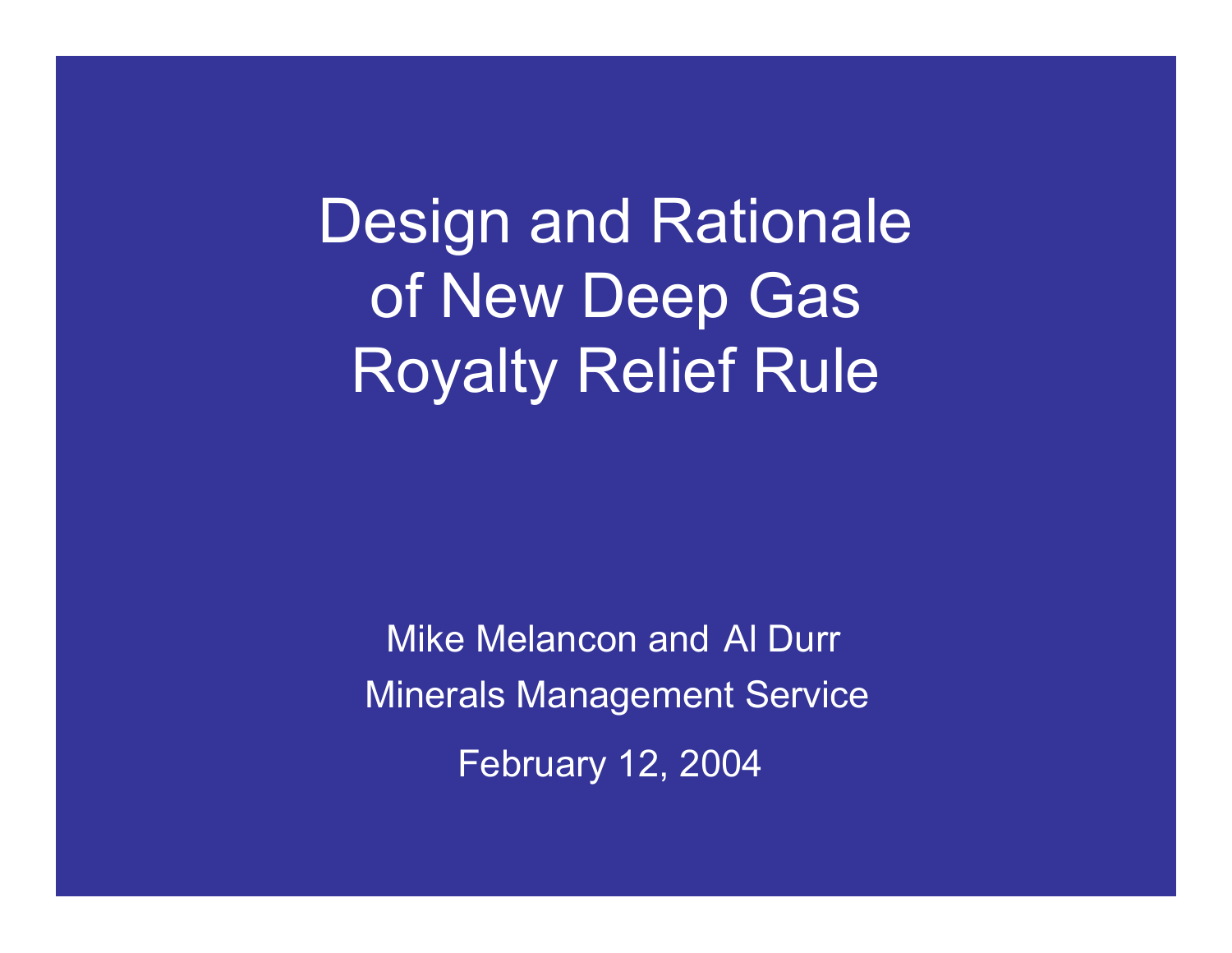# Design and Rationale of New Deep Gas Royalty Relief Rule

Mike Melancon and Al Durr

Minerals Management Service

February 12, 2004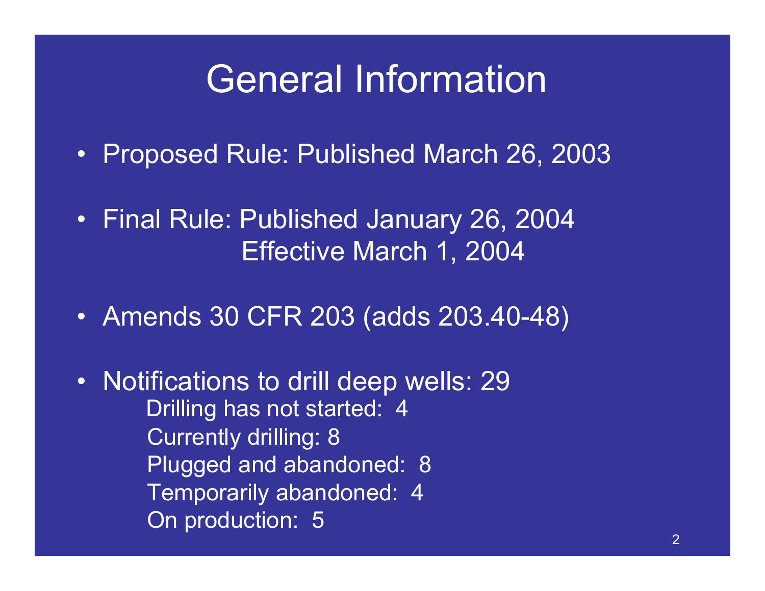# General Information

- Proposed Rule: Published March 26, 2003
- Final Rule: Published January 26, 2004
  Effective March 1, 2004
- Amends 30 CFR 203 (adds 203.40-48)
- Notifications to drill deep wells: 29
  - Drilling has not started: 4
  - Currently drilling: 8
  - Plugged and abandoned: 8
  - Temporarily abandoned: 4
  - On production: 5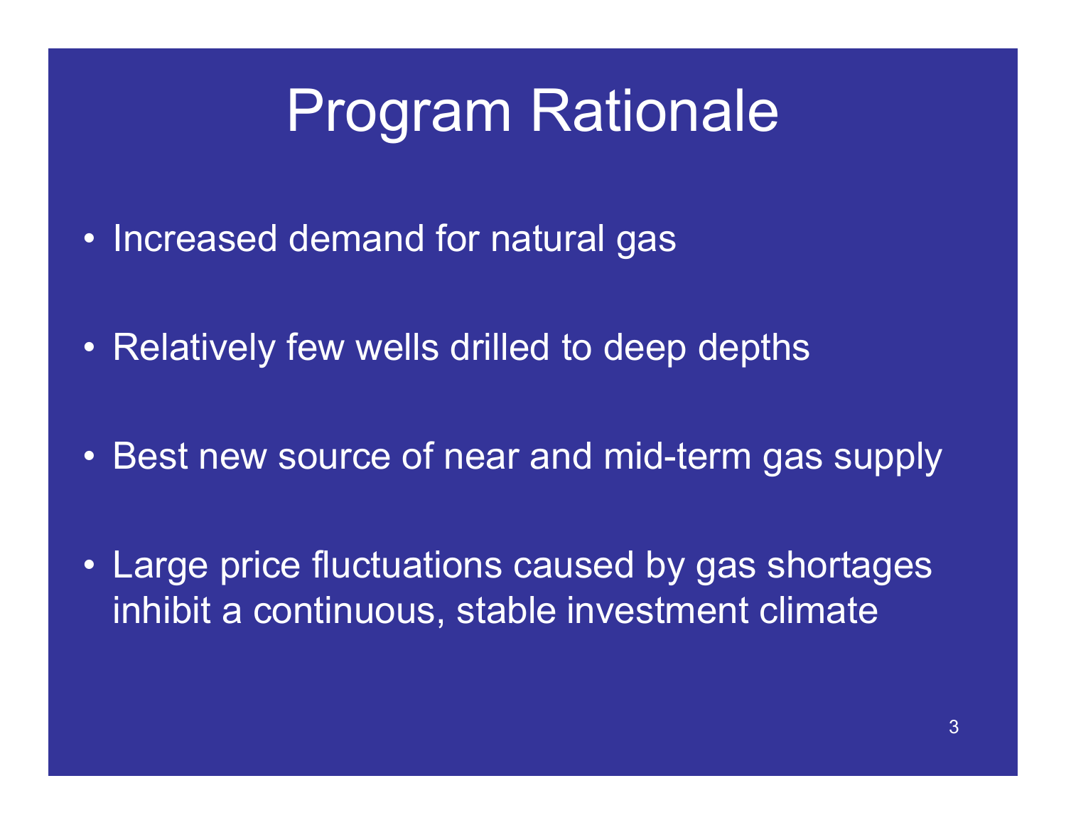# Program Rationale

- Increased demand for natural gas
- Relatively few wells drilled to deep depths
- Best new source of near and mid-term gas supply
- Large price fluctuations caused by gas shortages inhibit a continuous, stable investment climate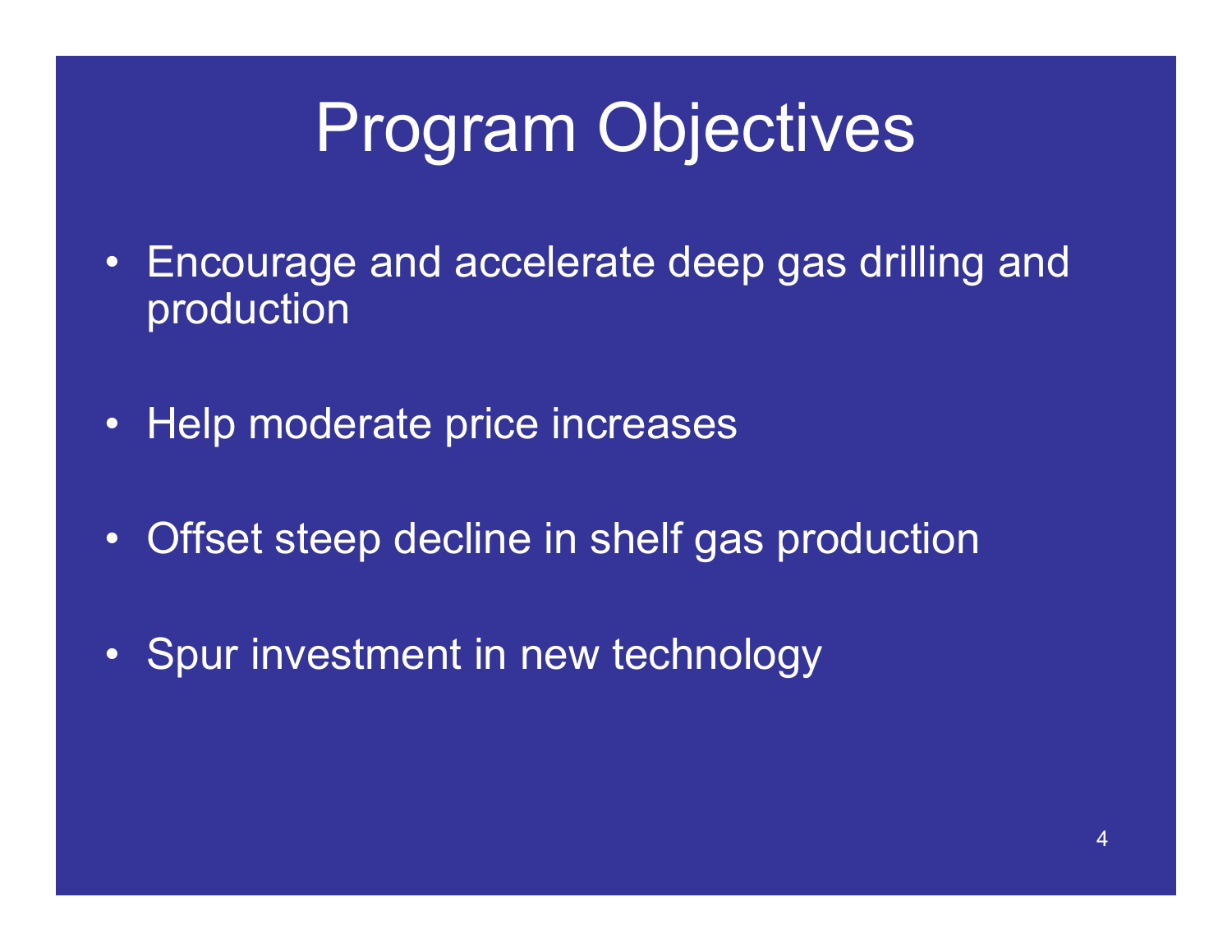# Program Objectives

- Encourage and accelerate deep gas drilling and production
- Help moderate price increases
- Offset steep decline in shelf gas production
- Spur investment in new technology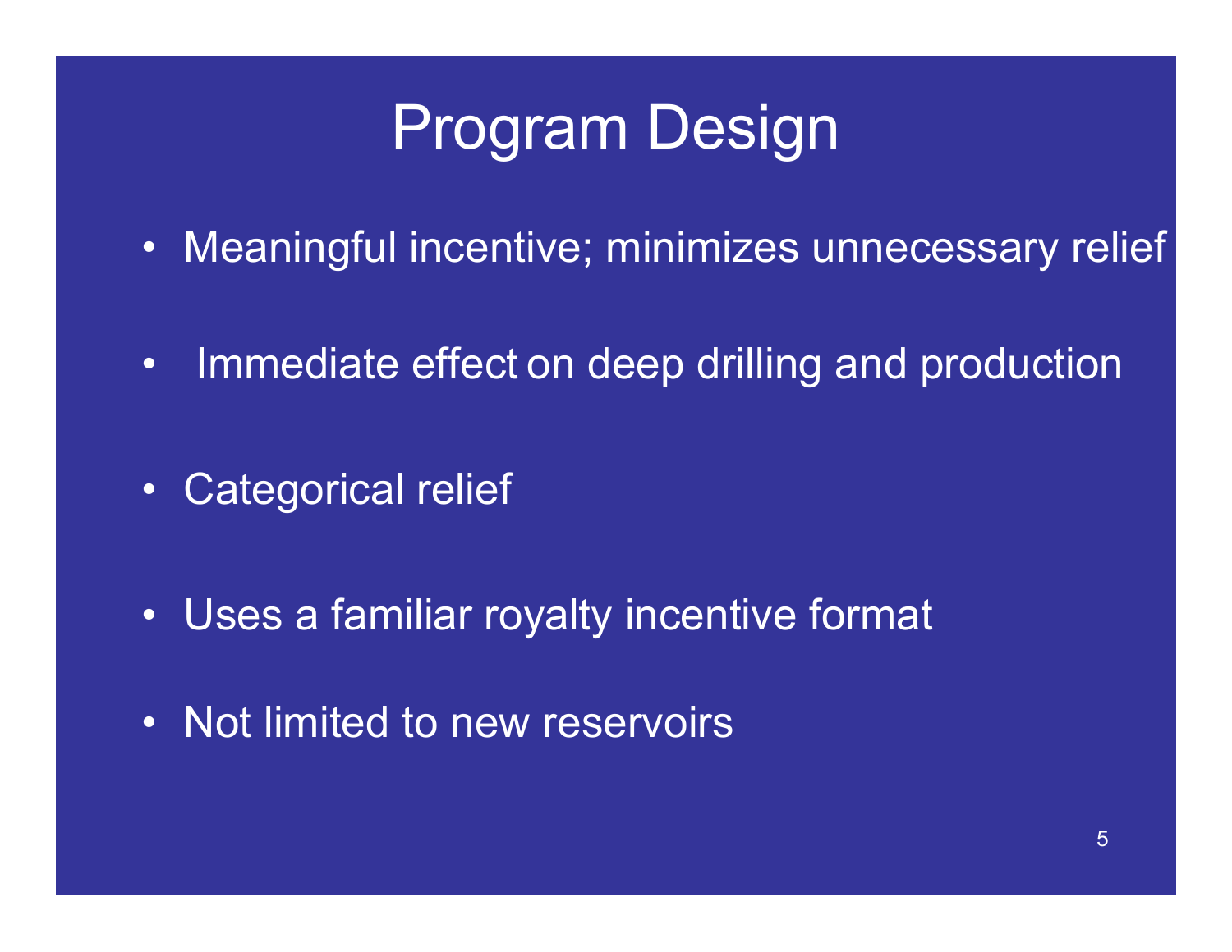# Program Design

- Meaningful incentive; minimizes unnecessary relief
- Immediate effect on deep drilling and production
- Categorical relief
- Uses a familiar royalty incentive format
- Not limited to new reservoirs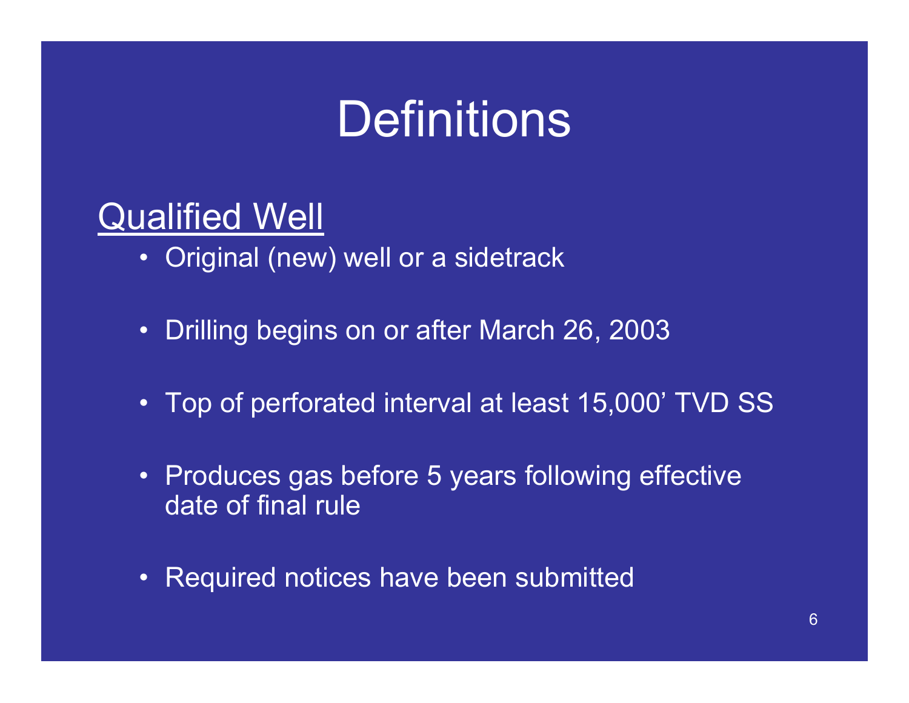# Definitions

## Qualified Well

- Original (new) well or a sidetrack
- Drilling begins on or after March 26, 2003
- Top of perforated interval at least 15,000' TVD SS
- Produces gas before 5 years following effective date of final rule
- Required notices have been submitted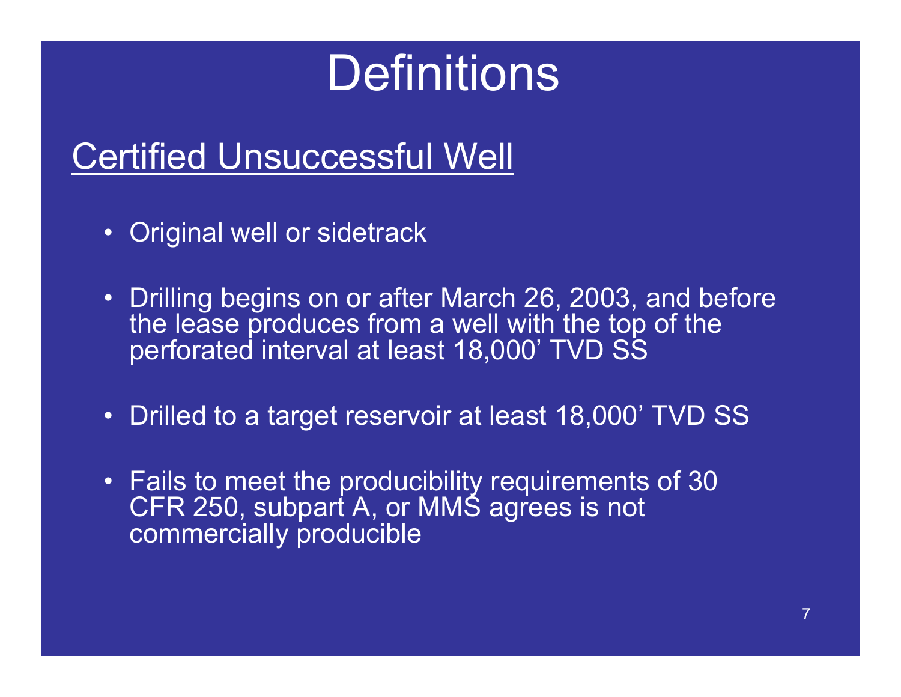# Definitions

## Certified Unsuccessful Well

- Original well or sidetrack
- Drilling begins on or after March 26, 2003, and before the lease produces from a well with the top of the perforated interval at least 18,000' TVD SS
- Drilled to a target reservoir at least 18,000' TVD SS
- Fails to meet the producibility requirements of 30 CFR 250, subpart A, or MMS agrees is not commercially producible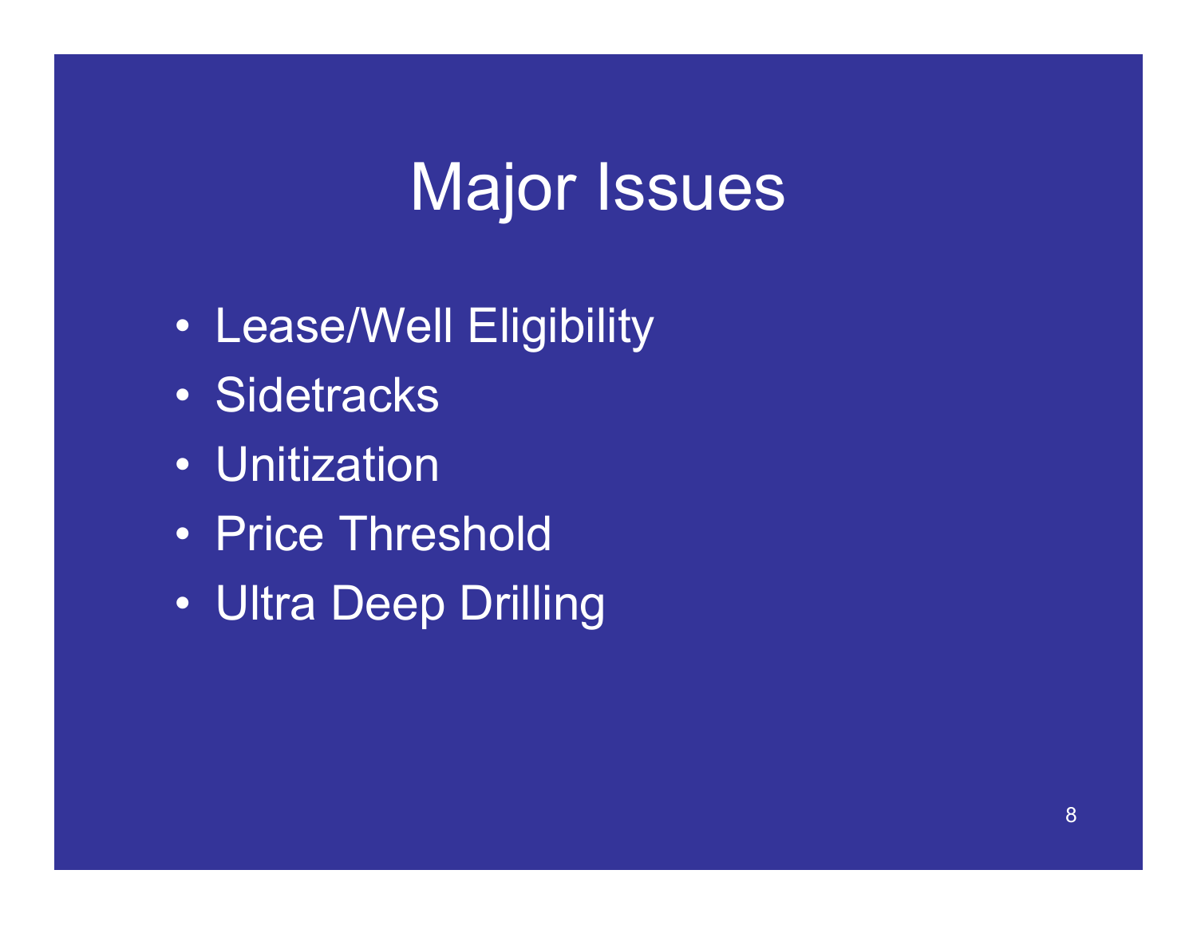# Major Issues

- Lease/Well Eligibility
- Sidetracks
- Unitization
- Price Threshold
- Ultra Deep Drilling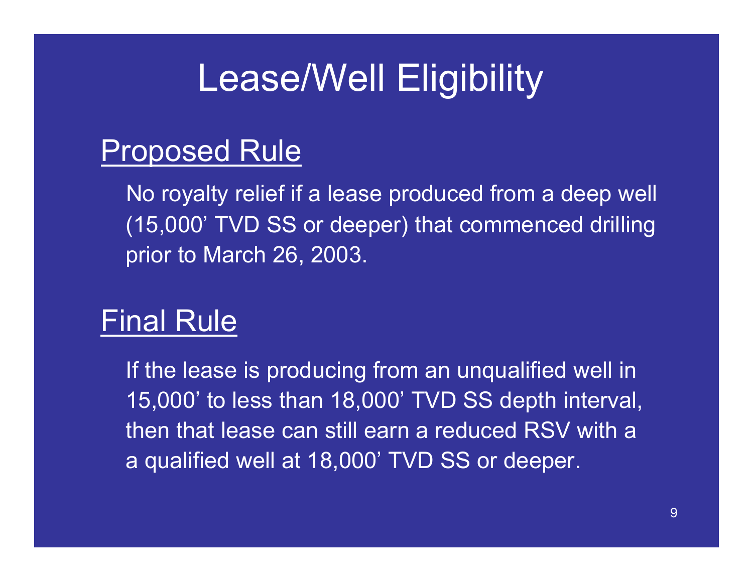# Lease/Well Eligibility

## Proposed Rule

No royalty relief if a lease produced from a deep well (15,000' TVD SS or deeper) that commenced drilling prior to March 26, 2003.

## Final Rule

If the lease is producing from an unqualified well in 15,000' to less than 18,000' TVD SS depth interval, then that lease can still earn a reduced RSV with a a qualified well at 18,000' TVD SS or deeper.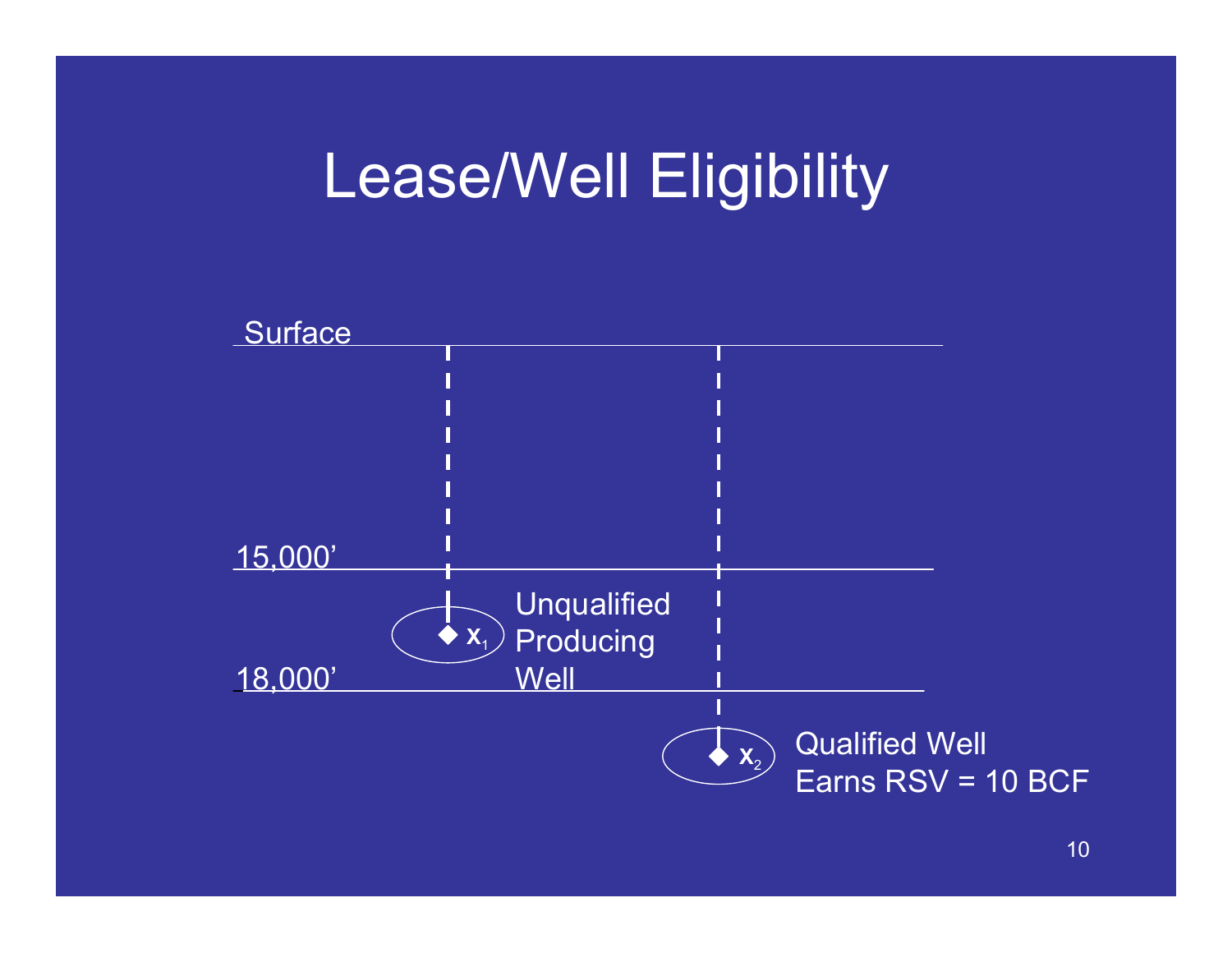# Lease/Well Eligibility

Surface

15,000'

$x_1$ Unqualified Producing Well

18,000'

$x_2$ Qualified Well Earns RSV = 10 BCF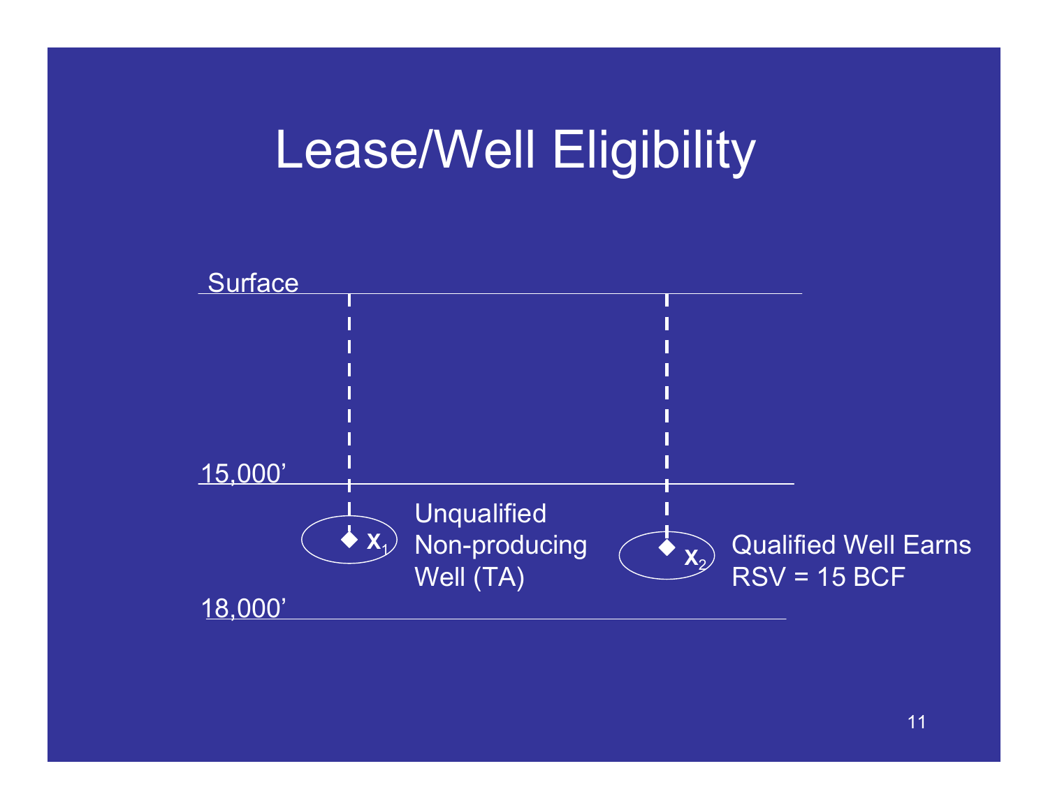# Lease/Well Eligibility

Surface

15,000’

$X_1$ Unqualified Non-producing Well (TA)

$X_2$ Qualified Well Earns RSV = 15 BCF

18,000’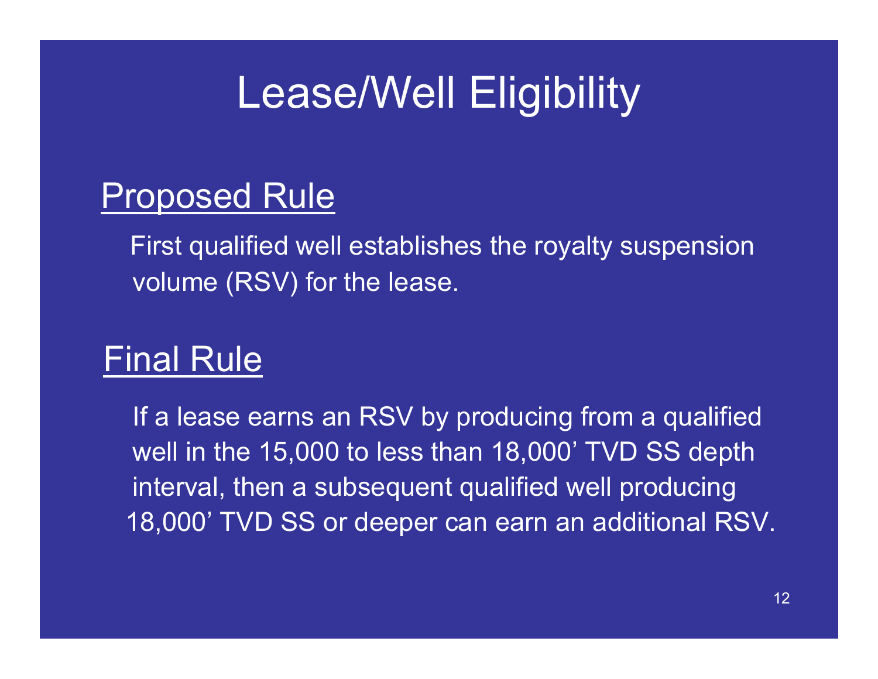# Lease/Well Eligibility

## Proposed Rule

First qualified well establishes the royalty suspension volume (RSV) for the lease.

## Final Rule

If a lease earns an RSV by producing from a qualified well in the 15,000 to less than 18,000’ TVD SS depth interval, then a subsequent qualified well producing 18,000’ TVD SS or deeper can earn an additional RSV.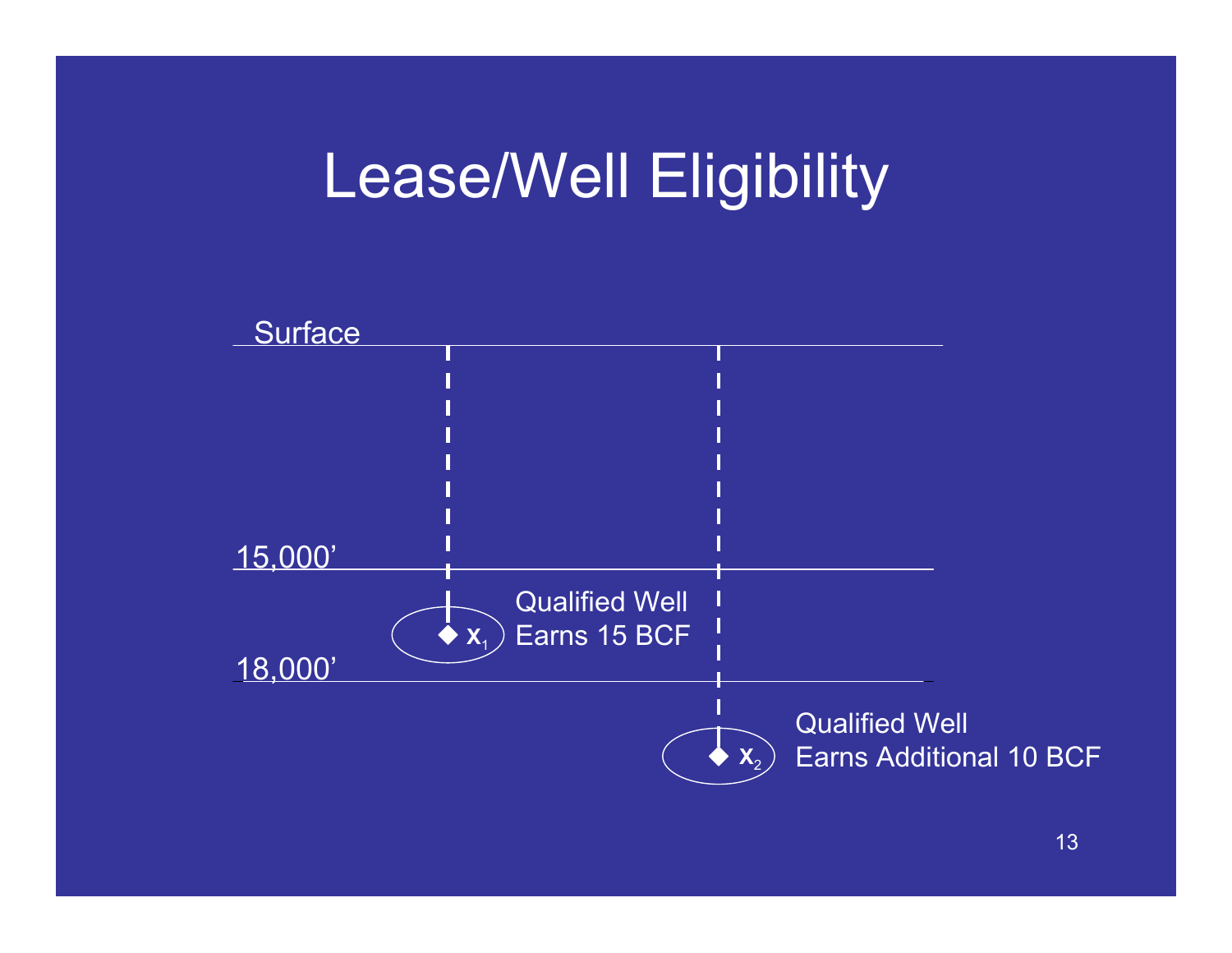# Lease/Well Eligibility

Surface

15,000’

Qualified Well
Earns 15 BCF

$x_1$

18,000’

Qualified Well
Earns Additional 10 BCF

$x_2$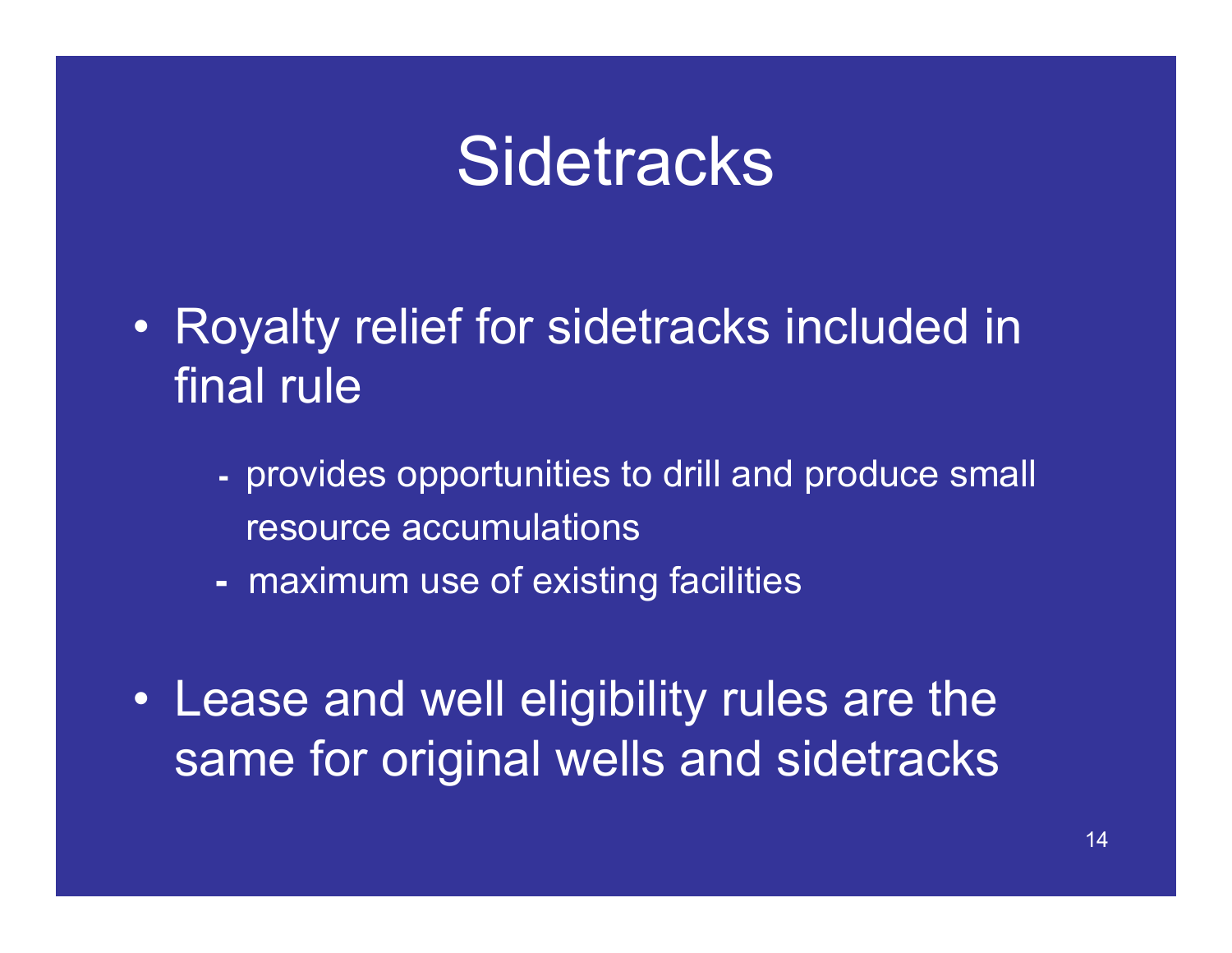# Sidetracks

- Royalty relief for sidetracks included in final rule
  - provides opportunities to drill and produce small resource accumulations
  - maximum use of existing facilities
- Lease and well eligibility rules are the same for original wells and sidetracks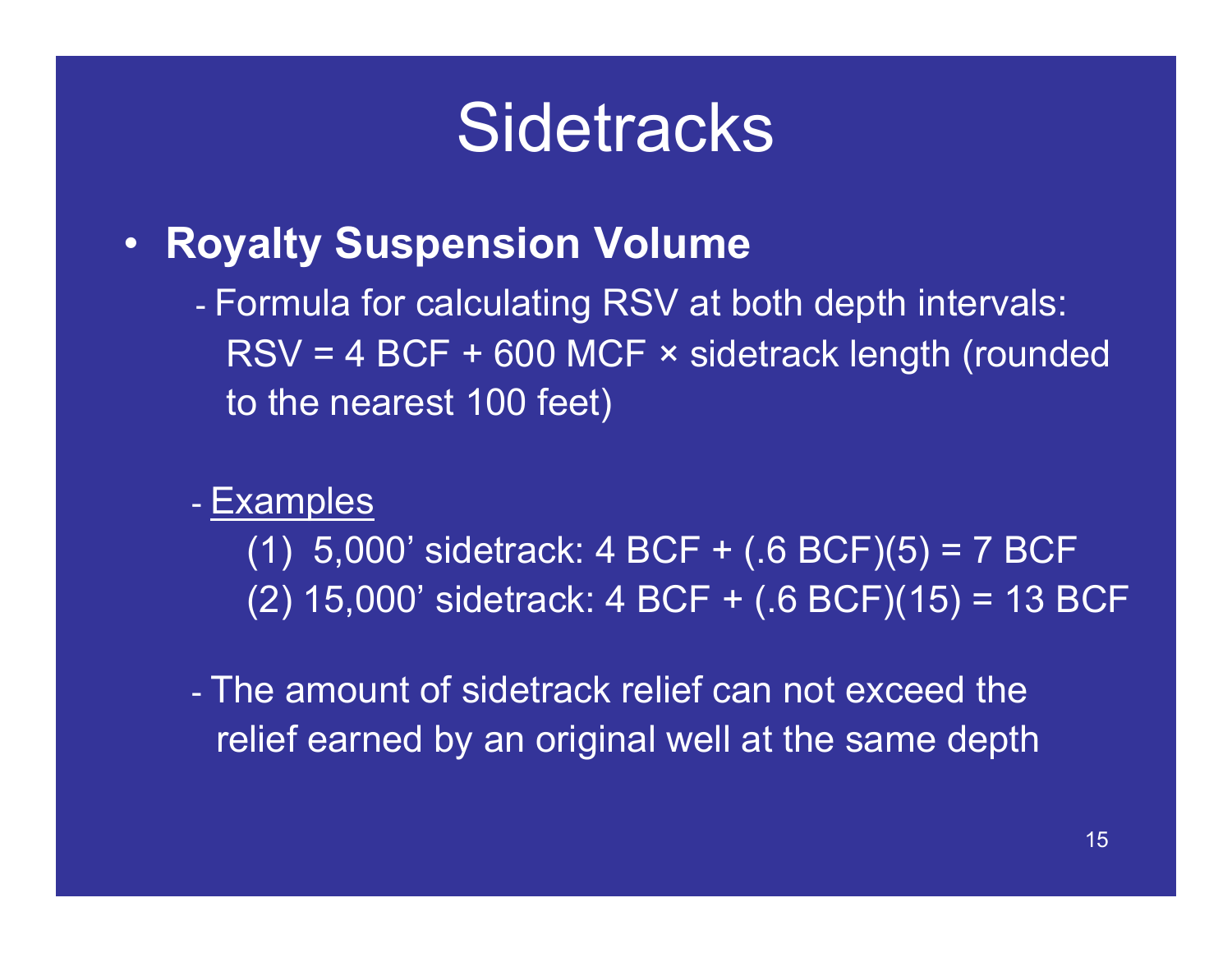# Sidetracks

- **Royalty Suspension Volume**
  - Formula for calculating RSV at both depth intervals:
    RSV = 4 BCF + 600 MCF × sidetrack length (rounded to the nearest 100 feet)

  - Examples
    (1) 5,000' sidetrack: 4 BCF + (.6 BCF)(5) = 7 BCF
    (2) 15,000' sidetrack: 4 BCF + (.6 BCF)(15) = 13 BCF

  - The amount of sidetrack relief can not exceed the relief earned by an original well at the same depth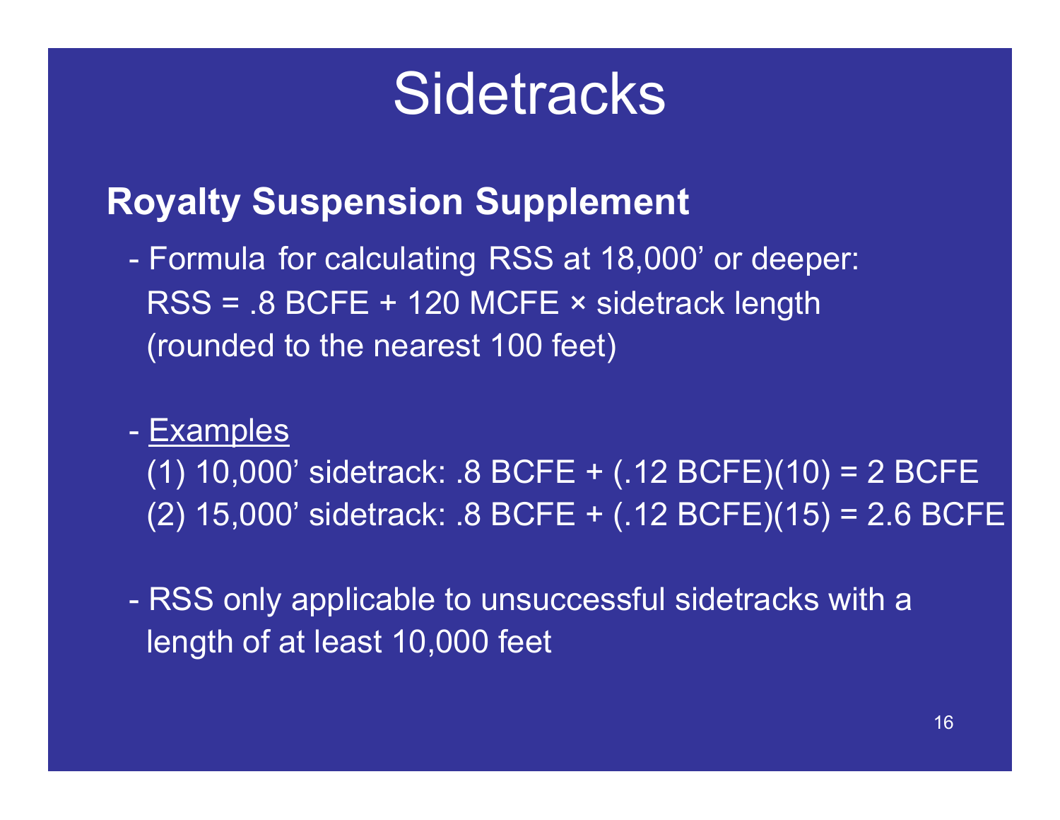# Sidetracks

## Royalty Suspension Supplement

- Formula for calculating RSS at 18,000’ or deeper:
  RSS = .8 BCFE + 120 MCFE × sidetrack length
  (rounded to the nearest 100 feet)

- <u>Examples</u>
  (1) 10,000’ sidetrack: .8 BCFE + (.12 BCFE)(10) = 2 BCFE
  (2) 15,000’ sidetrack: .8 BCFE + (.12 BCFE)(15) = 2.6 BCFE

- RSS only applicable to unsuccessful sidetracks with a length of at least 10,000 feet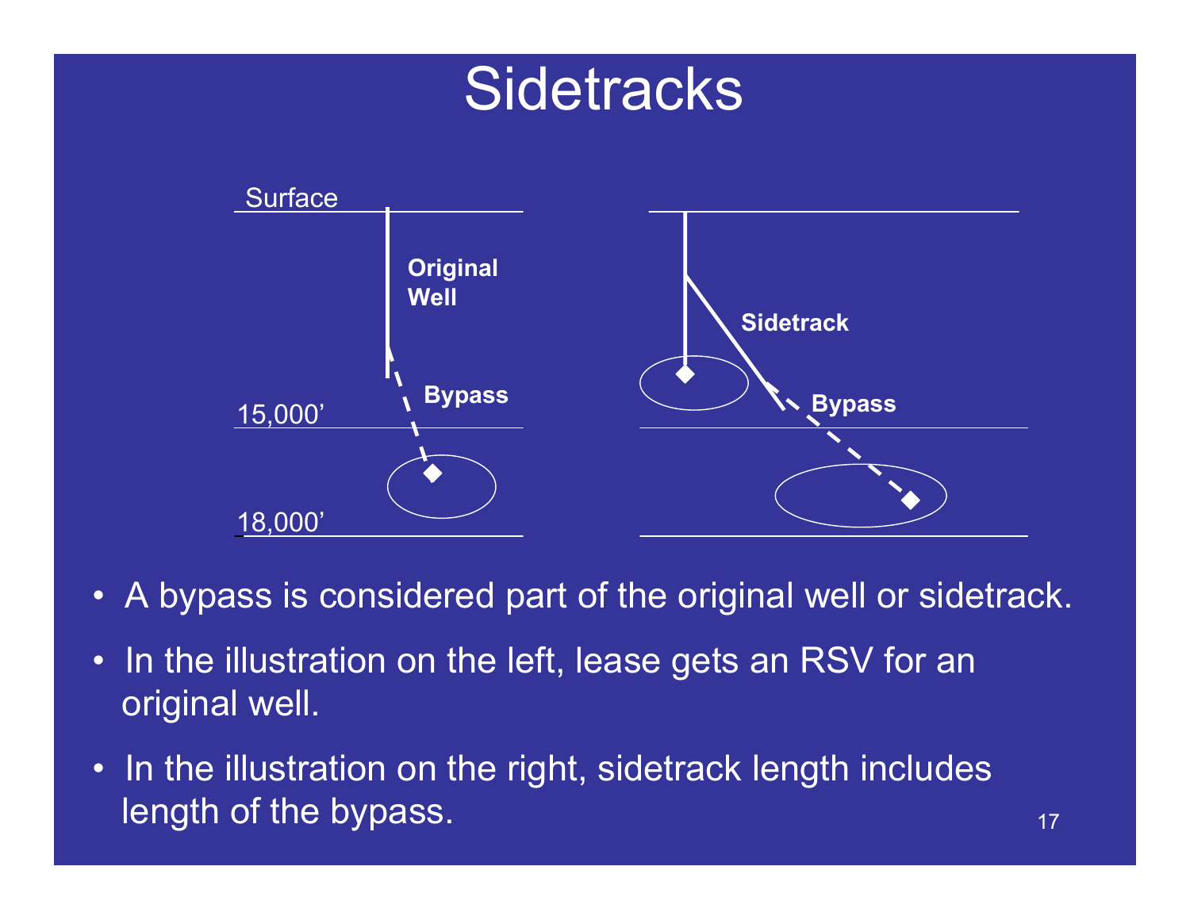# Sidetracks

Surface

Original Well

Bypass

15,000'

18,000'

Sidetrack

Bypass

- A bypass is considered part of the original well or sidetrack.
- In the illustration on the left, lease gets an RSV for an original well.
- In the illustration on the right, sidetrack length includes length of the bypass.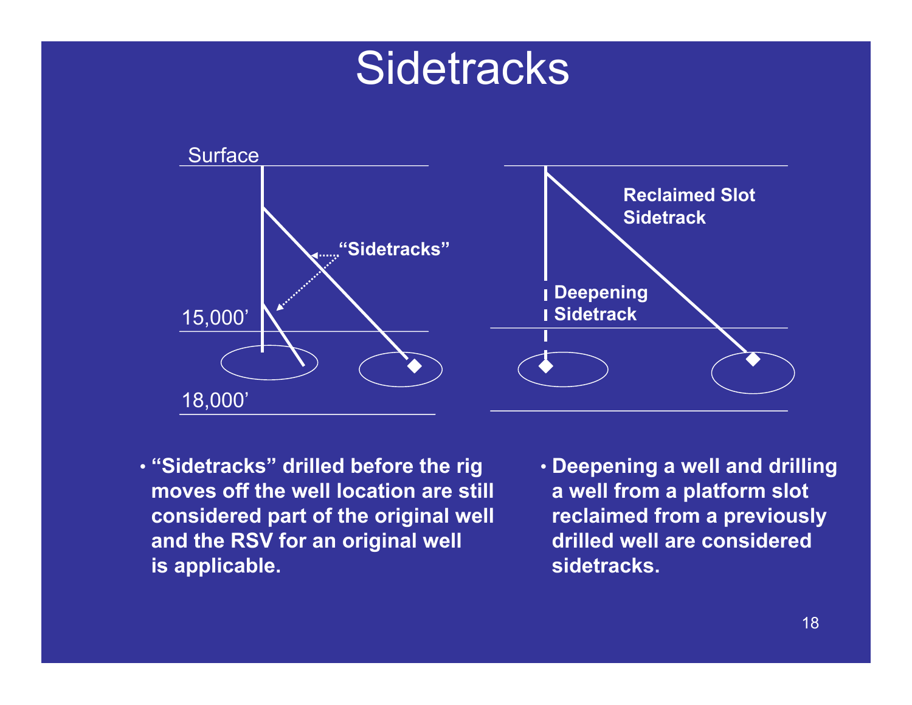# Sidetracks

Surface

"Sidetracks"

15,000'

18,000'

Reclaimed Slot Sidetrack

Deepening Sidetrack

- **"Sidetracks" drilled before the rig moves off the well location are still considered part of the original well and the RSV for an original well is applicable.**
- **Deepening a well and drilling a well from a platform slot reclaimed from a previously drilled well are considered sidetracks.**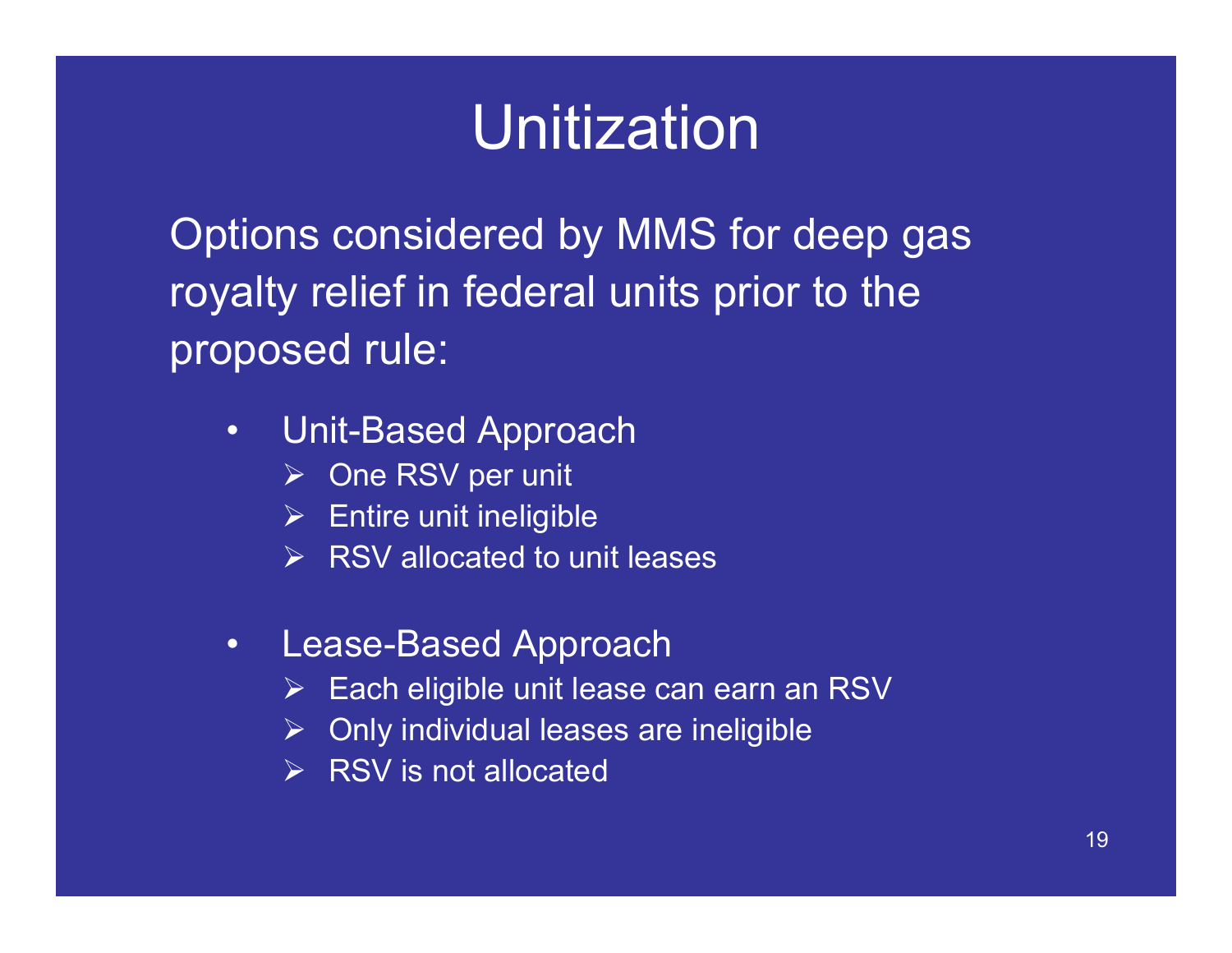# Unitization

Options considered by MMS for deep gas royalty relief in federal units prior to the proposed rule:

- Unit-Based Approach
  - One RSV per unit
  - Entire unit ineligible
  - RSV allocated to unit leases

- Lease-Based Approach
  - Each eligible unit lease can earn an RSV
  - Only individual leases are ineligible
  - RSV is not allocated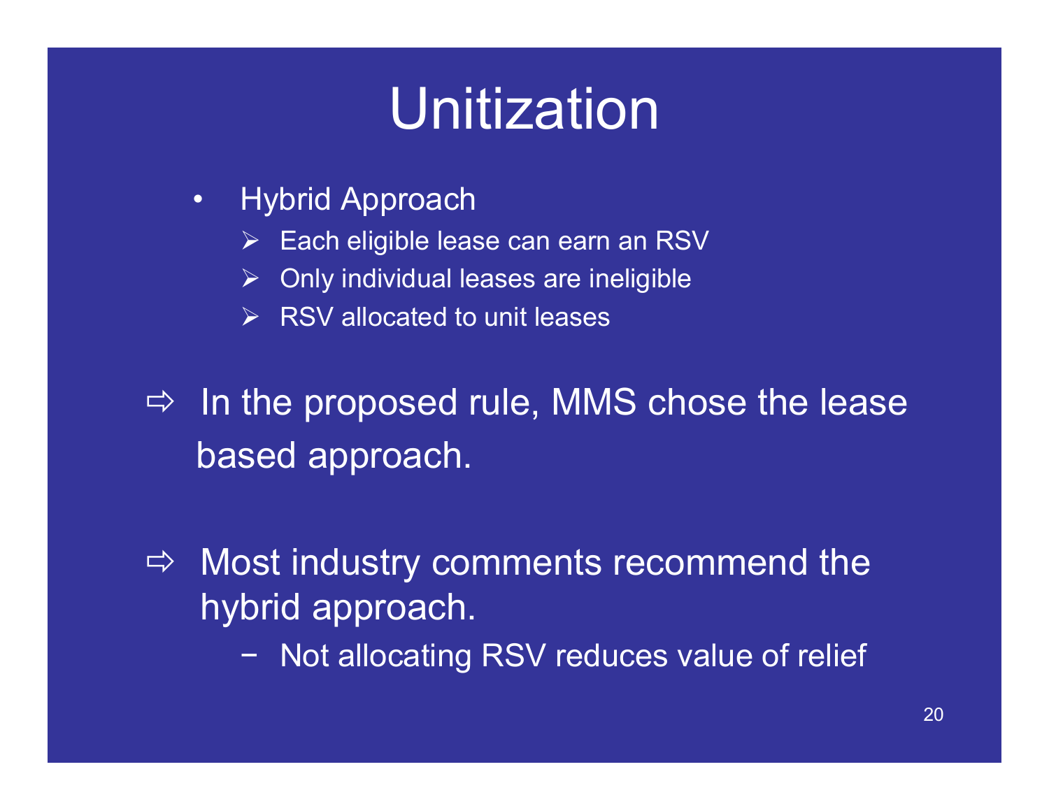# Unitization

- Hybrid Approach
  - ➢ Each eligible lease can earn an RSV
  - ➢ Only individual leases are ineligible
  - ➢ RSV allocated to unit leases

⇨ In the proposed rule, MMS chose the lease based approach.

⇨ Most industry comments recommend the hybrid approach.

- − Not allocating RSV reduces value of relief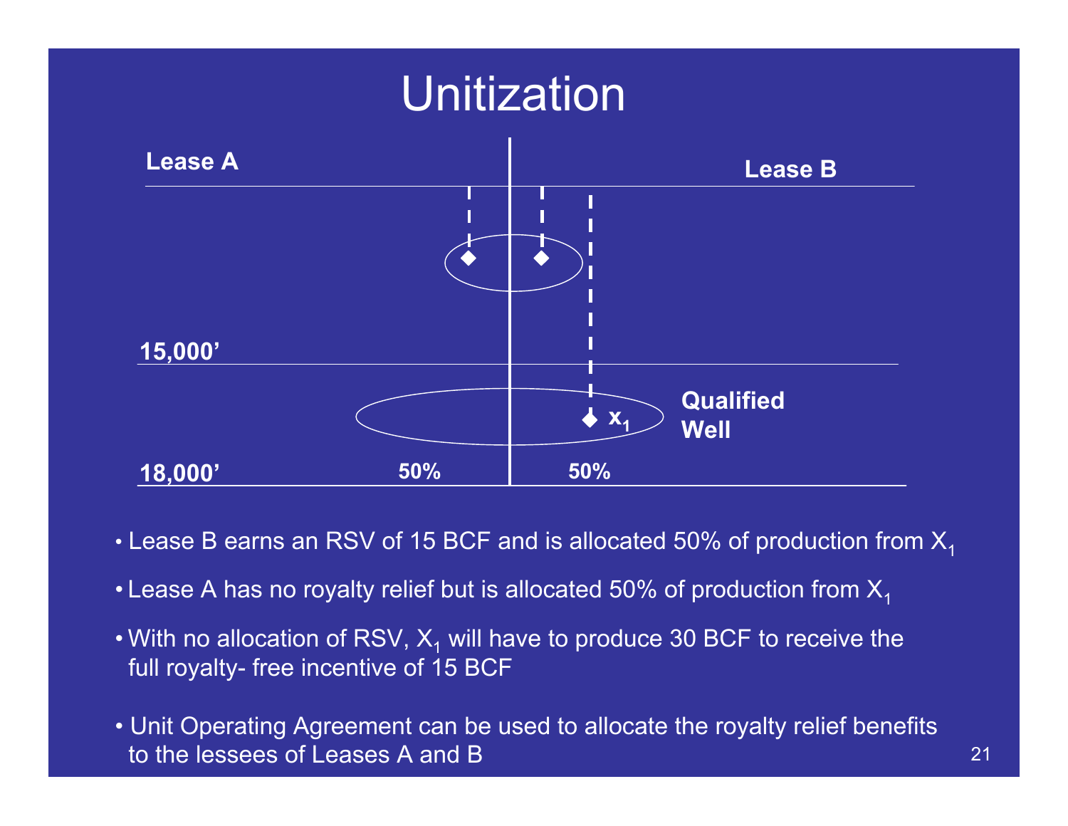# Unitization

Lease A

Lease B

15,000’

Qualified Well

$x_1$

18,000’

50%

50%

- Lease B earns an RSV of 15 BCF and is allocated 50% of production from $X_1$
- Lease A has no royalty relief but is allocated 50% of production from $X_1$
- With no allocation of RSV, $X_1$ will have to produce 30 BCF to receive the full royalty- free incentive of 15 BCF
- Unit Operating Agreement can be used to allocate the royalty relief benefits to the lessees of Leases A and B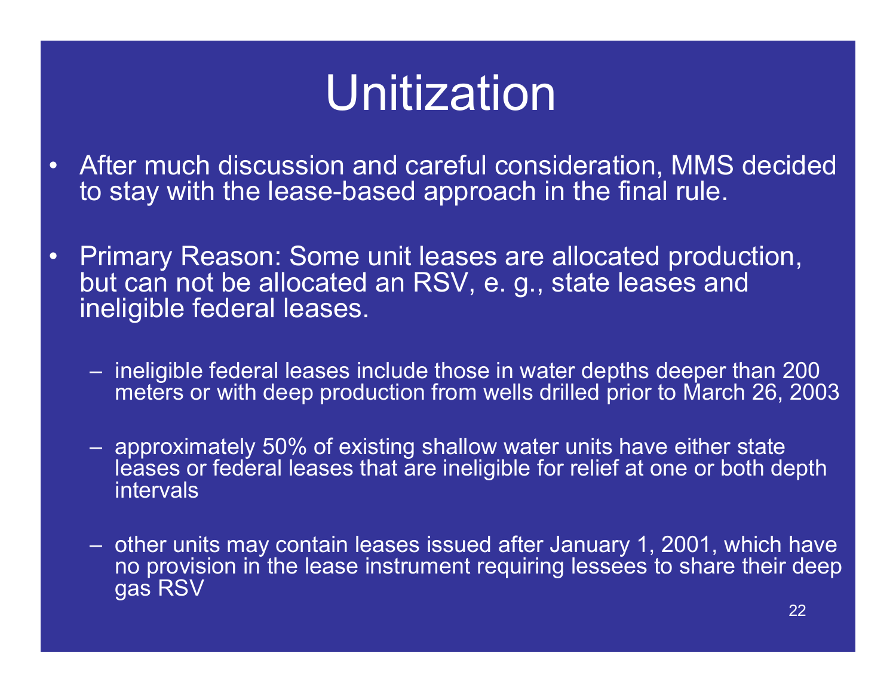# Unitization

- After much discussion and careful consideration, MMS decided to stay with the lease-based approach in the final rule.

- Primary Reason: Some unit leases are allocated production, but can not be allocated an RSV, e. g., state leases and ineligible federal leases.

  - ineligible federal leases include those in water depths deeper than 200 meters or with deep production from wells drilled prior to March 26, 2003

  - approximately 50% of existing shallow water units have either state leases or federal leases that are ineligible for relief at one or both depth intervals

  - other units may contain leases issued after January 1, 2001, which have no provision in the lease instrument requiring lessees to share their deep gas RSV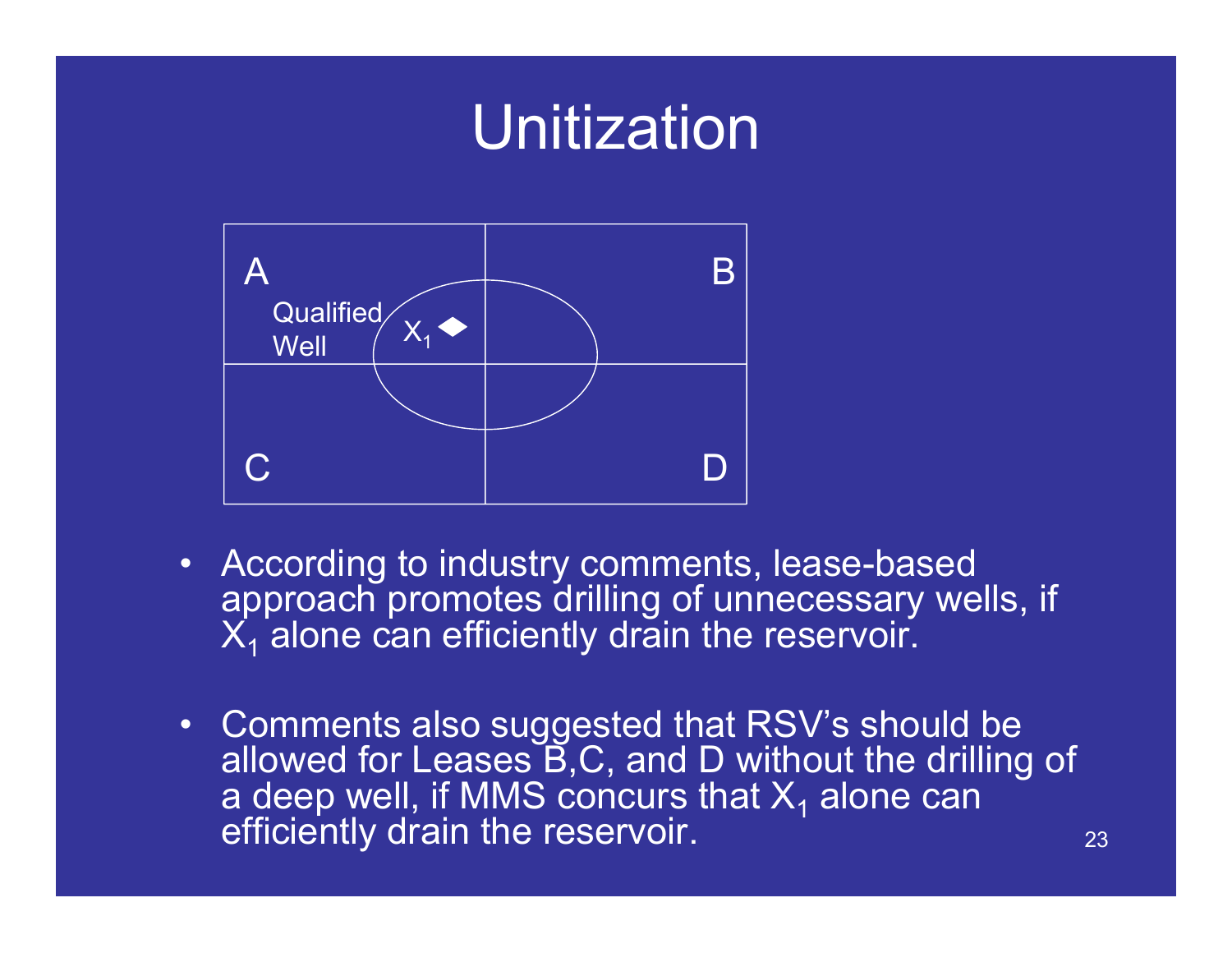# Unitization

A | B

Qualified Well $X_1$

C | D

- According to industry comments, lease-based approach promotes drilling of unnecessary wells, if $X_1$ alone can efficiently drain the reservoir.
- Comments also suggested that RSV's should be allowed for Leases B,C, and D without the drilling of a deep well, if MMS concurs that $X_1$ alone can efficiently drain the reservoir.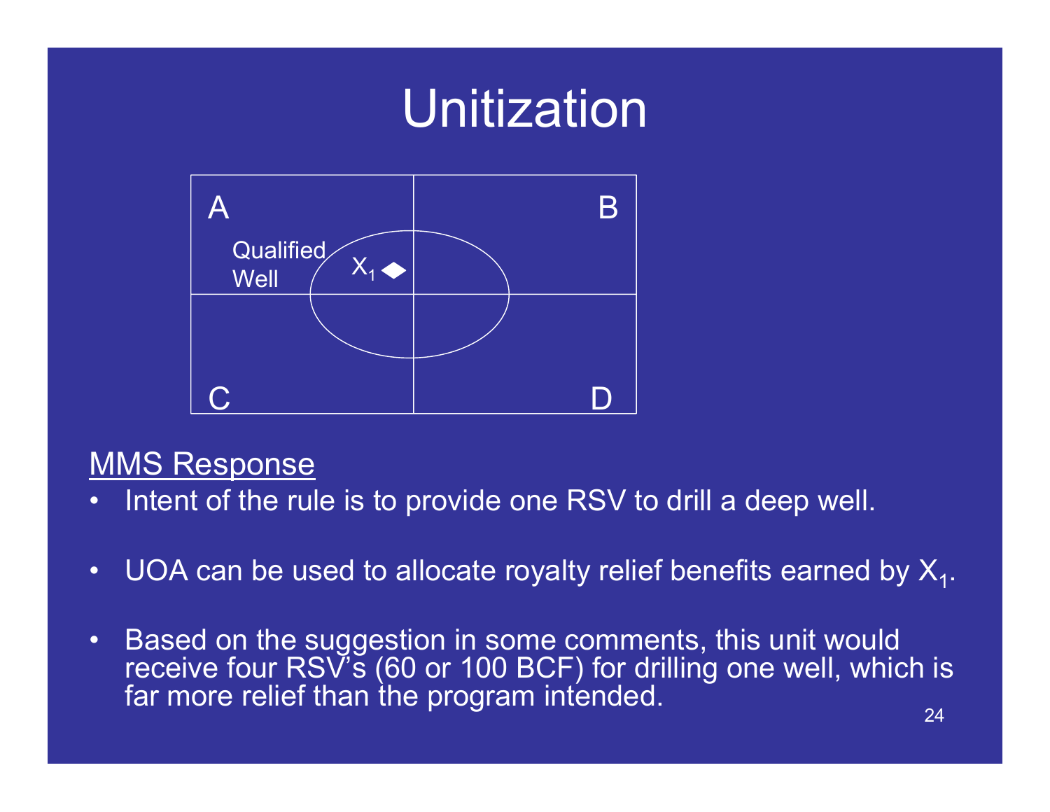# Unitization

A | B
Qualified Well $X_1$
C | D

MMS Response

- Intent of the rule is to provide one RSV to drill a deep well.
- UOA can be used to allocate royalty relief benefits earned by $X_1$.
- Based on the suggestion in some comments, this unit would receive four RSV's (60 or 100 BCF) for drilling one well, which is far more relief than the program intended.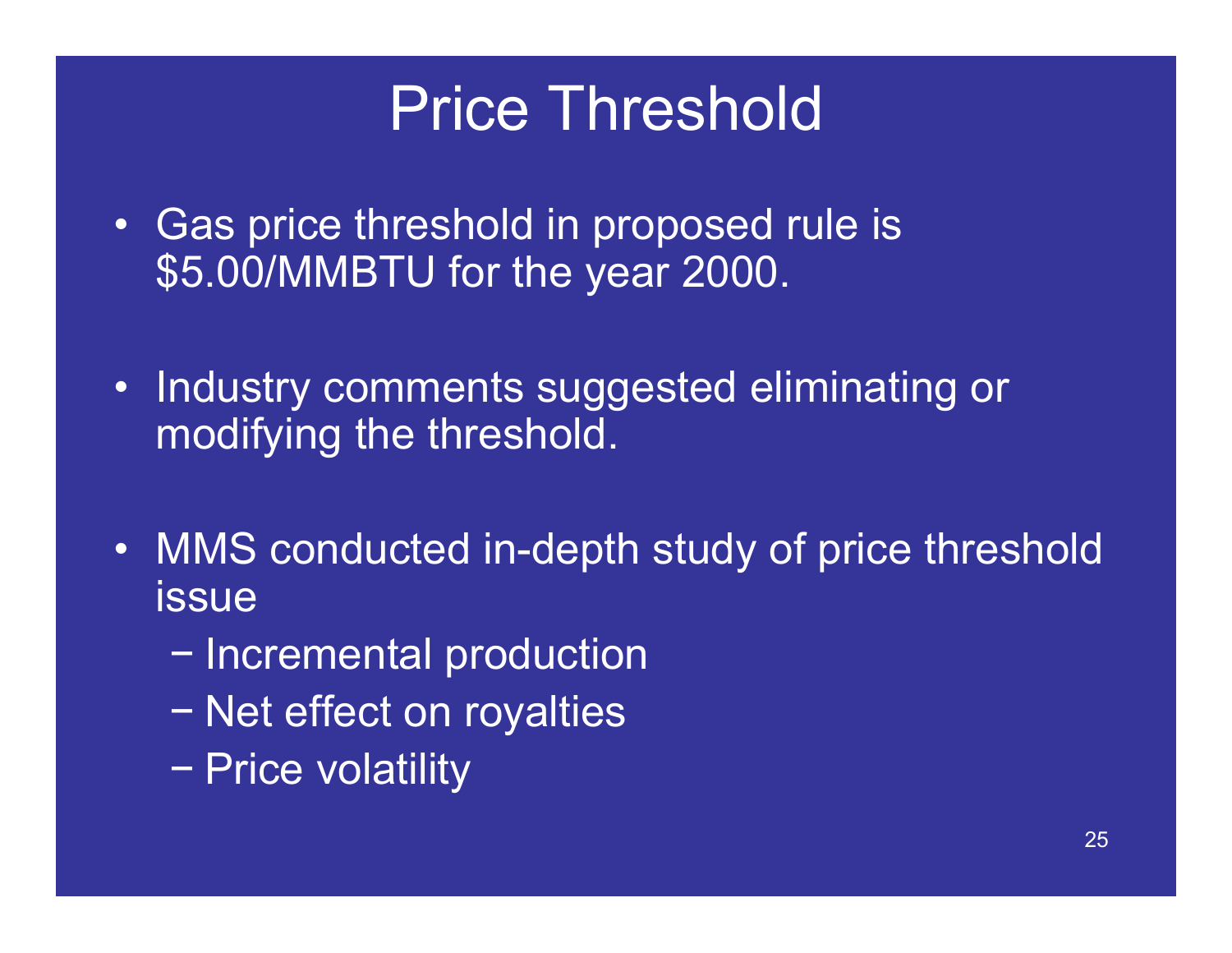# Price Threshold

- Gas price threshold in proposed rule is $5.00/MMBTU for the year 2000.
- Industry comments suggested eliminating or modifying the threshold.
- MMS conducted in-depth study of price threshold issue
  - Incremental production
  - Net effect on royalties
  - Price volatility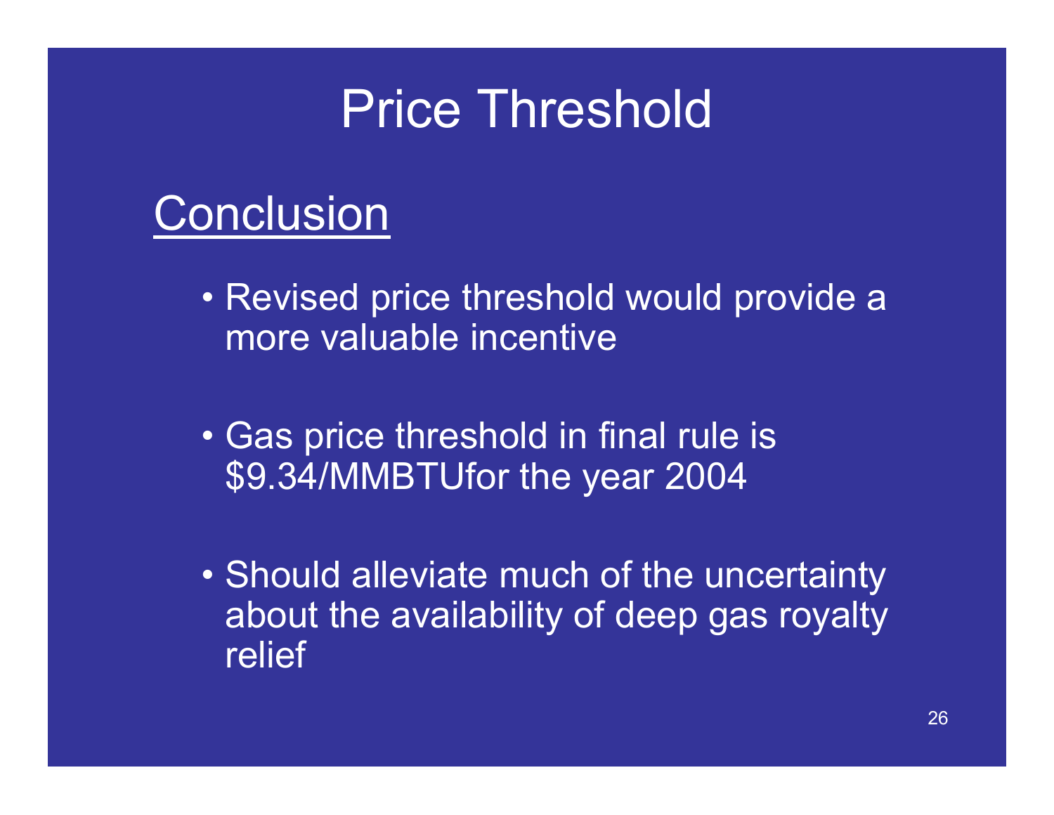# Price Threshold

## Conclusion

- Revised price threshold would provide a more valuable incentive
- Gas price threshold in final rule is $9.34/MMBTUfor the year 2004
- Should alleviate much of the uncertainty about the availability of deep gas royalty relief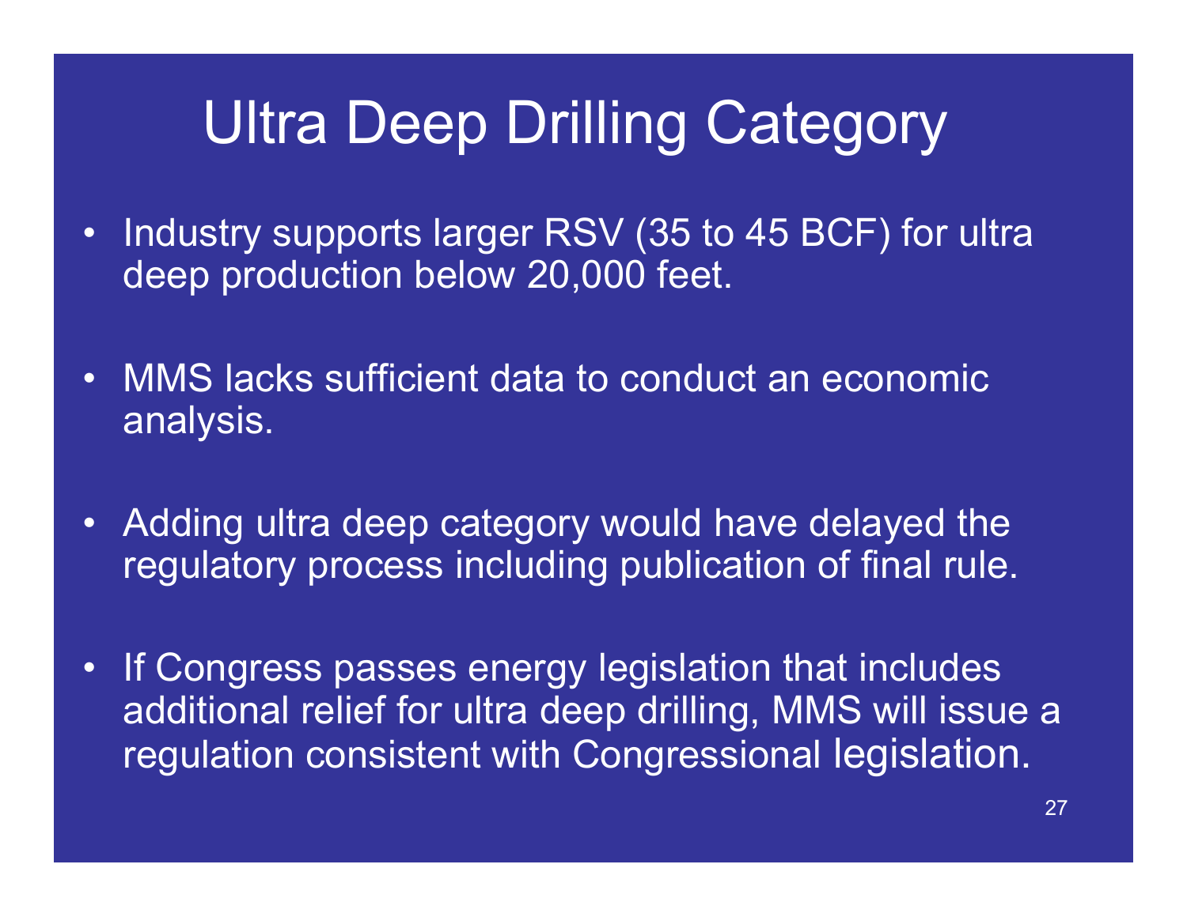# Ultra Deep Drilling Category

- Industry supports larger RSV (35 to 45 BCF) for ultra deep production below 20,000 feet.
- MMS lacks sufficient data to conduct an economic analysis.
- Adding ultra deep category would have delayed the regulatory process including publication of final rule.
- If Congress passes energy legislation that includes additional relief for ultra deep drilling, MMS will issue a regulation consistent with Congressional legislation.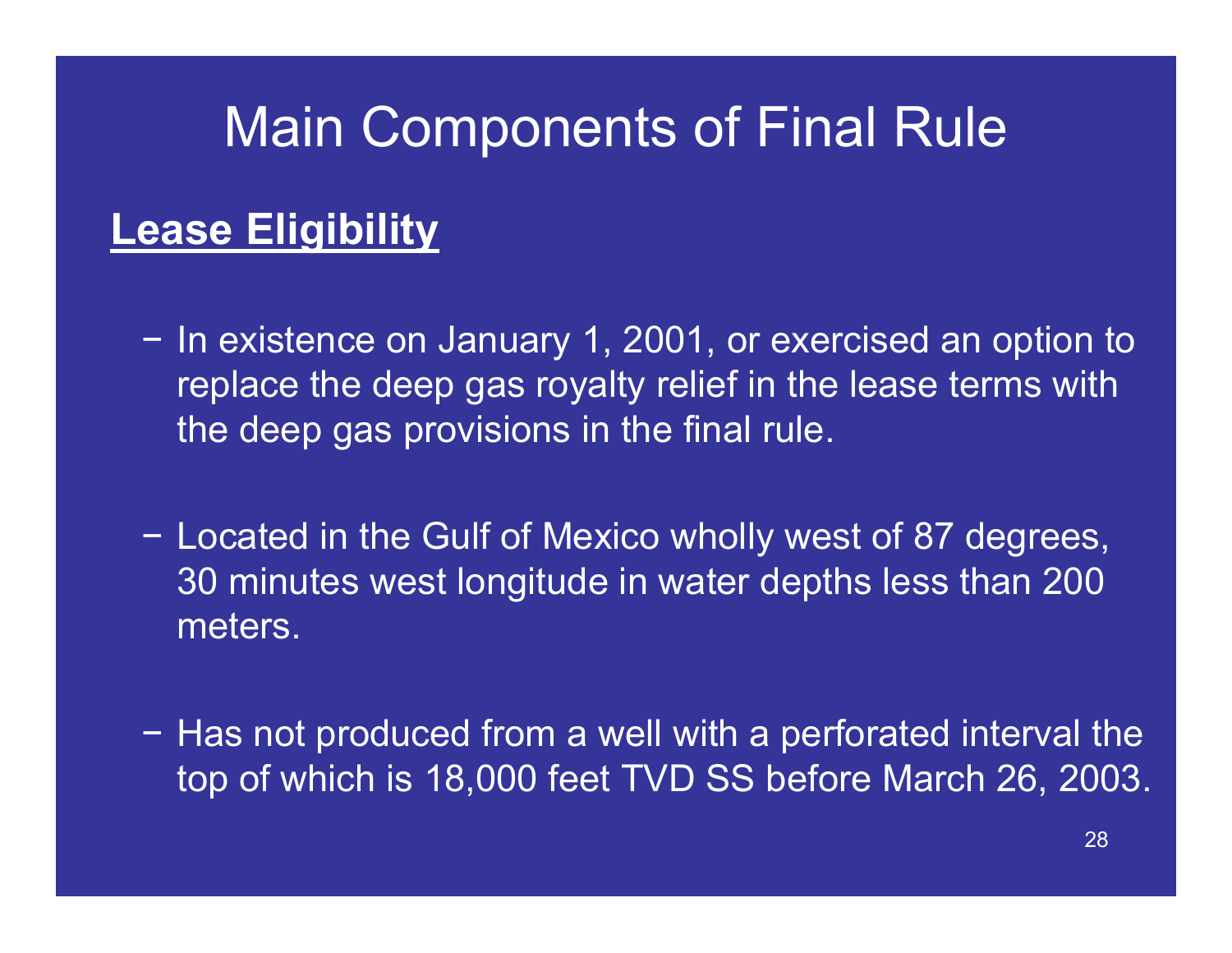# Main Components of Final Rule

## Lease Eligibility

- In existence on January 1, 2001, or exercised an option to replace the deep gas royalty relief in the lease terms with the deep gas provisions in the final rule.

- Located in the Gulf of Mexico wholly west of 87 degrees, 30 minutes west longitude in water depths less than 200 meters.

- Has not produced from a well with a perforated interval the top of which is 18,000 feet TVD SS before March 26, 2003.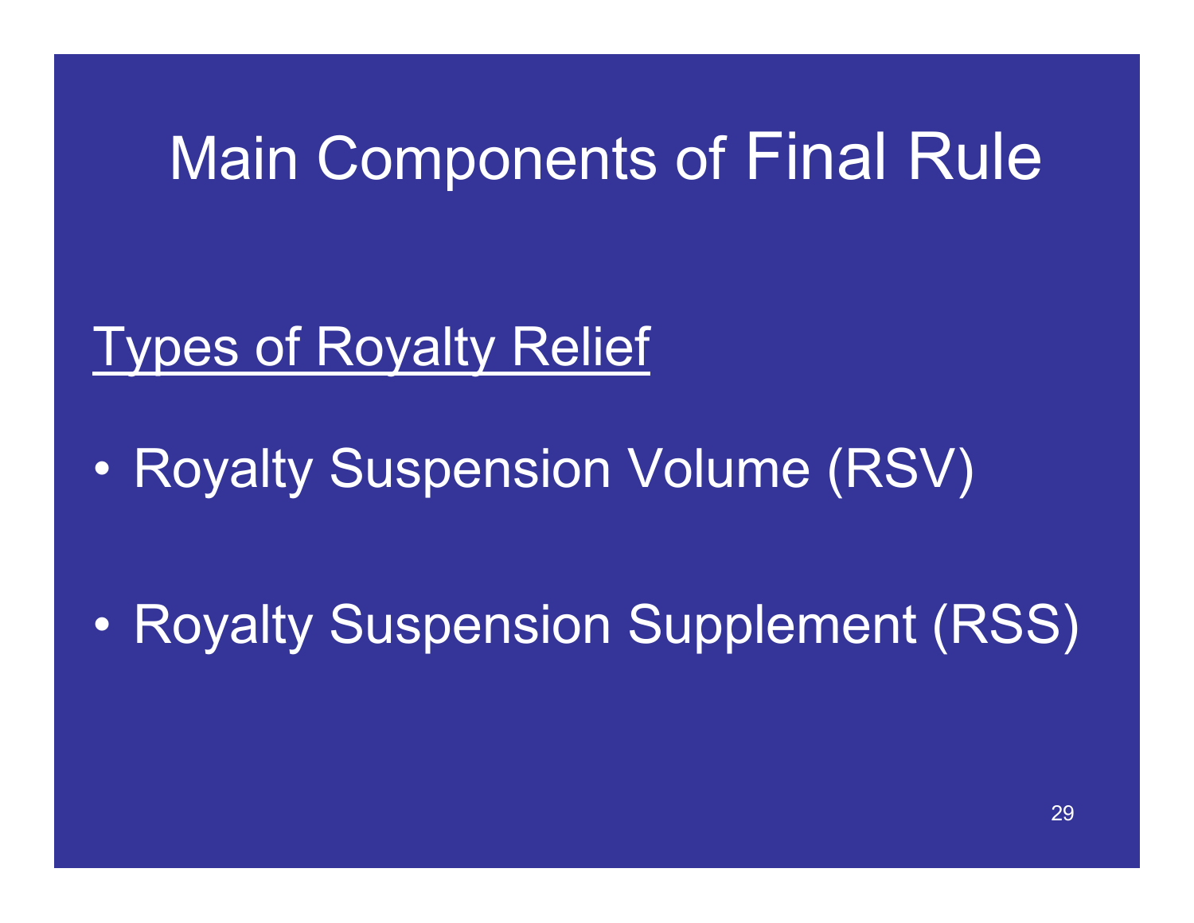# Main Components of Final Rule

## Types of Royalty Relief

- Royalty Suspension Volume (RSV)
- Royalty Suspension Supplement (RSS)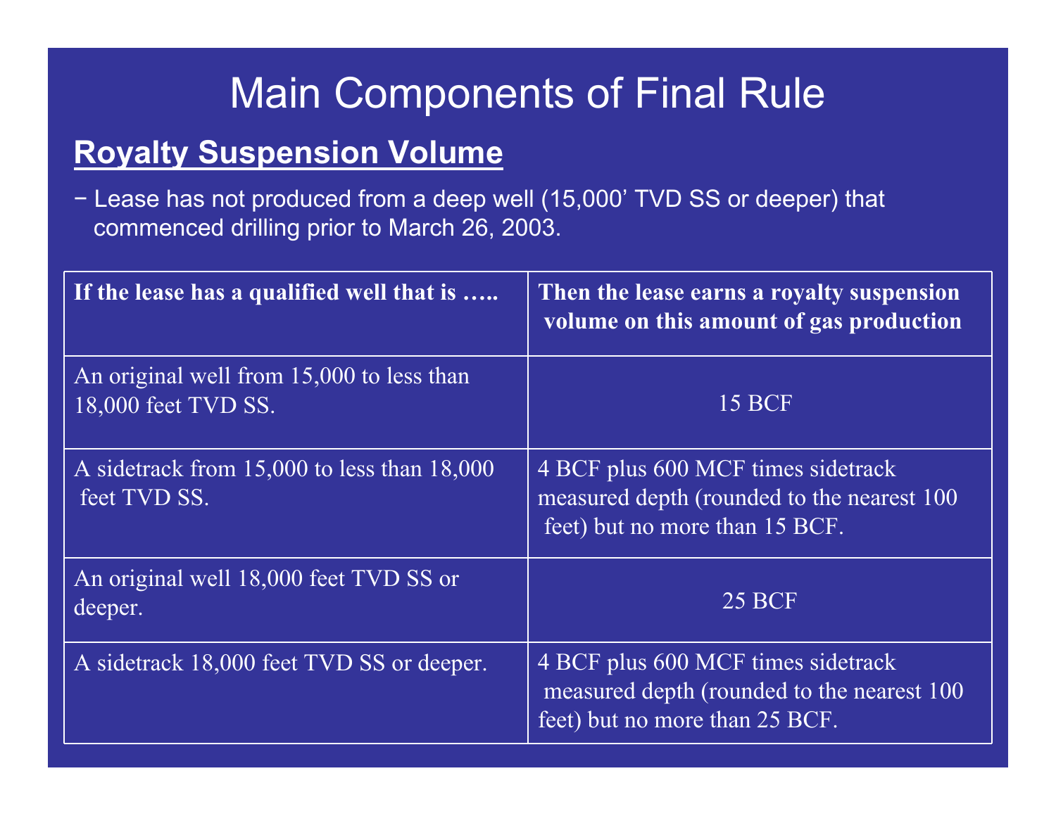# Main Components of Final Rule

## Royalty Suspension Volume

- Lease has not produced from a deep well (15,000' TVD SS or deeper) that commenced drilling prior to March 26, 2003.

| If the lease has a qualified well that is ….. | Then the lease earns a royalty suspension volume on this amount of gas production |
|---|---|
| An original well from 15,000 to less than 18,000 feet TVD SS. | 15 BCF |
| A sidetrack from 15,000 to less than 18,000 feet TVD SS. | 4 BCF plus 600 MCF times sidetrack measured depth (rounded to the nearest 100 feet) but no more than 15 BCF. |
| An original well 18,000 feet TVD SS or deeper. | 25 BCF |
| A sidetrack 18,000 feet TVD SS or deeper. | 4 BCF plus 600 MCF times sidetrack measured depth (rounded to the nearest 100 feet) but no more than 25 BCF. |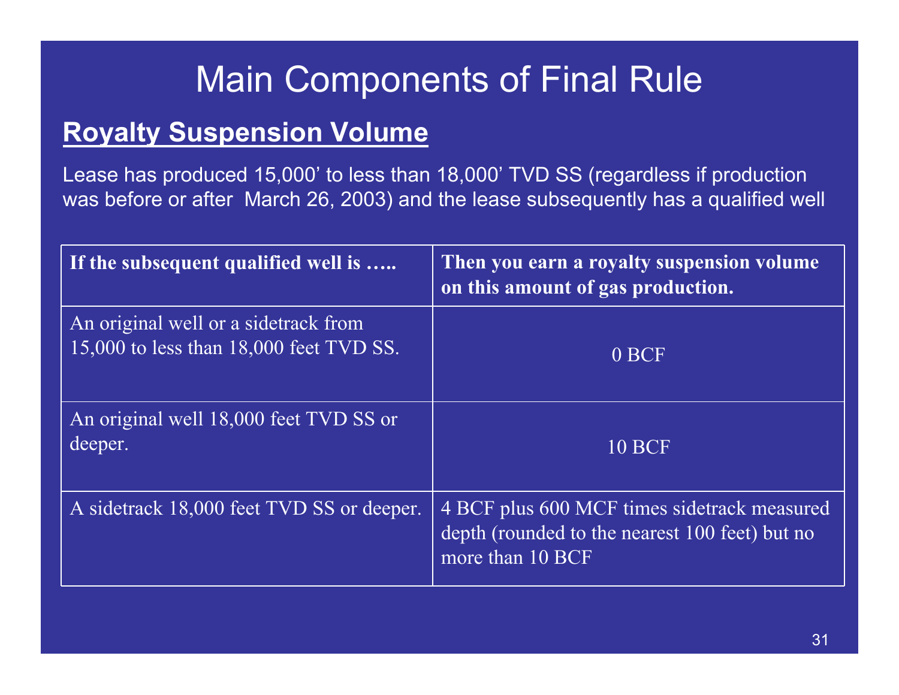# Main Components of Final Rule

## Royalty Suspension Volume

Lease has produced 15,000' to less than 18,000' TVD SS (regardless if production was before or after March 26, 2003) and the lease subsequently has a qualified well

| If the subsequent qualified well is ….. | Then you earn a royalty suspension volume on this amount of gas production. |
|---|---|
| An original well or a sidetrack from 15,000 to less than 18,000 feet TVD SS. | 0 BCF |
| An original well 18,000 feet TVD SS or deeper. | 10 BCF |
| A sidetrack 18,000 feet TVD SS or deeper. | 4 BCF plus 600 MCF times sidetrack measured depth (rounded to the nearest 100 feet) but no more than 10 BCF |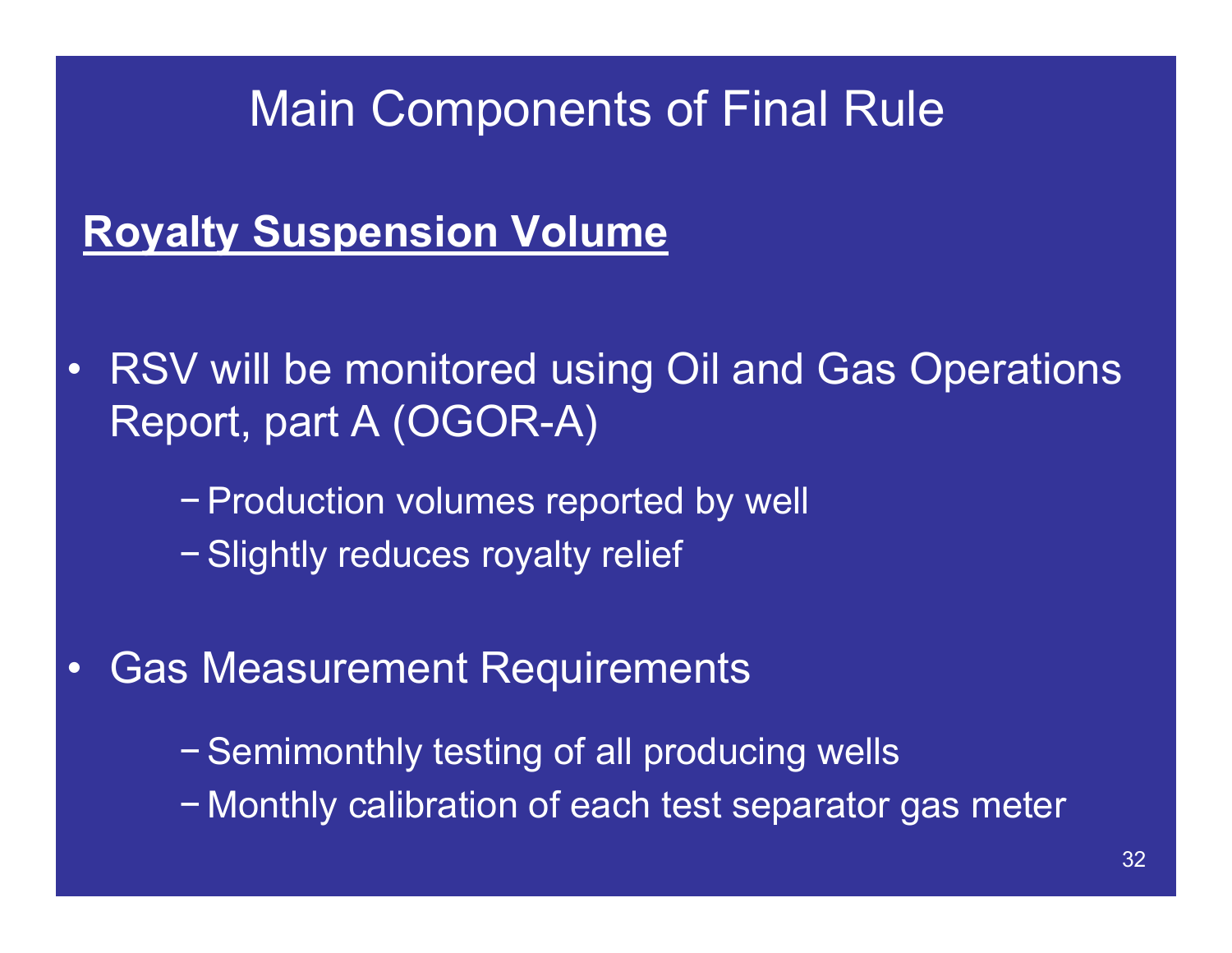# Main Components of Final Rule

## Royalty Suspension Volume

- RSV will be monitored using Oil and Gas Operations Report, part A (OGOR-A)
  - Production volumes reported by well
  - Slightly reduces royalty relief
- Gas Measurement Requirements
  - Semimonthly testing of all producing wells
  - Monthly calibration of each test separator gas meter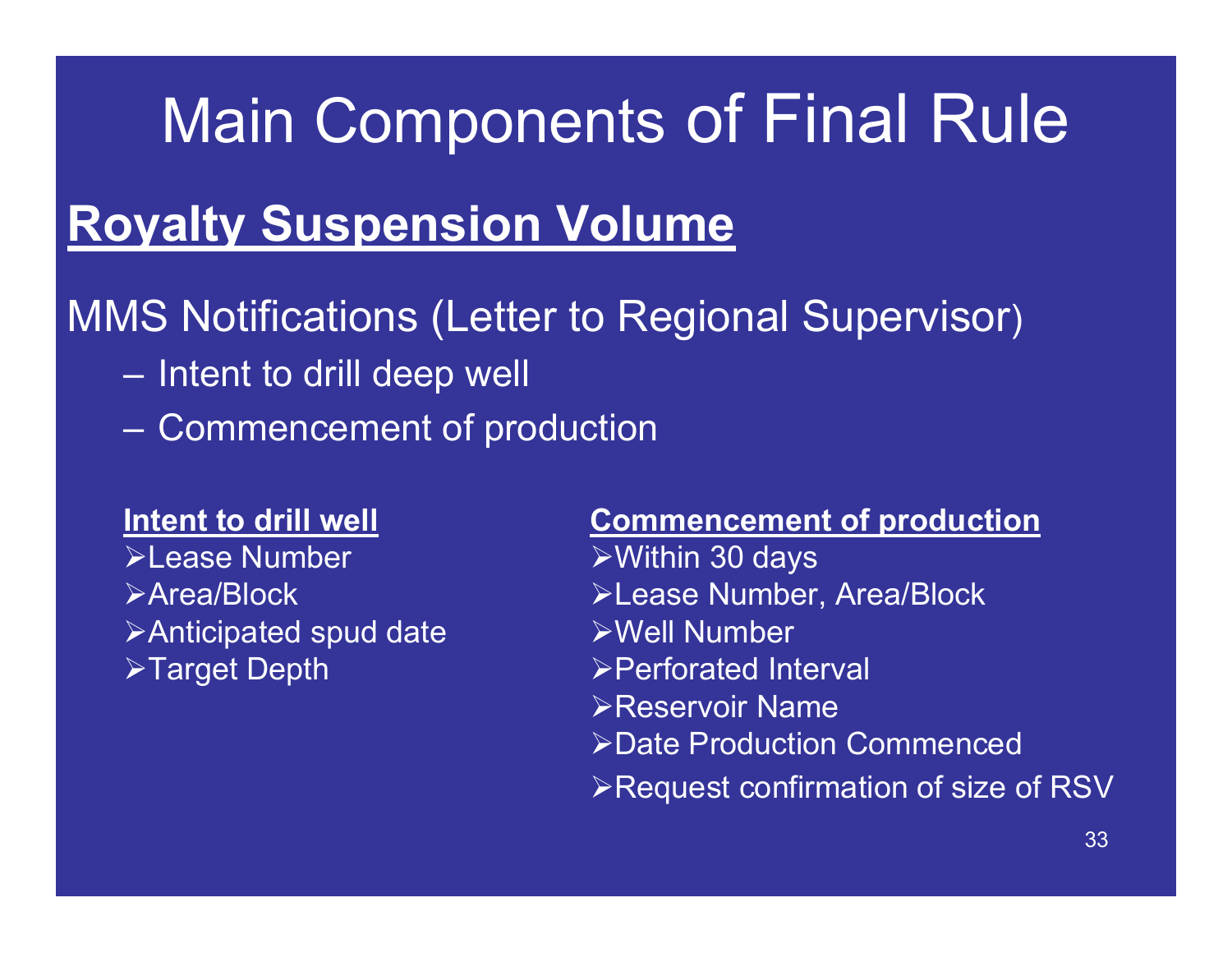# Main Components of Final Rule

## Royalty Suspension Volume

MMS Notifications (Letter to Regional Supervisor)

- Intent to drill deep well
- Commencement of production

**Intent to drill well**

- Lease Number
- Area/Block
- Anticipated spud date
- Target Depth

**Commencement of production**

- Within 30 days
- Lease Number, Area/Block
- Well Number
- Perforated Interval
- Reservoir Name
- Date Production Commenced
- Request confirmation of size of RSV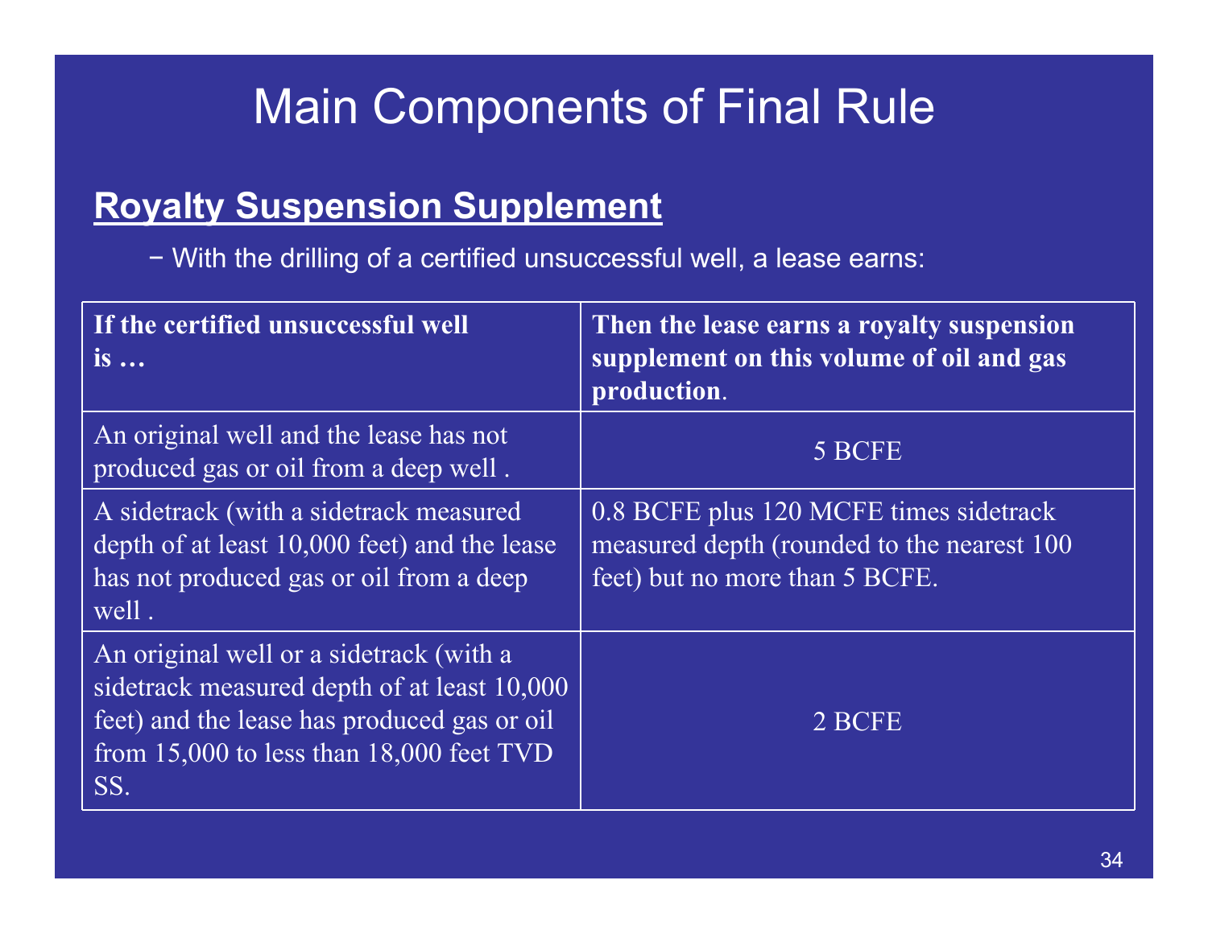# Main Components of Final Rule

## Royalty Suspension Supplement

- With the drilling of a certified unsuccessful well, a lease earns:

| **If the certified unsuccessful well is …** | **Then the lease earns a royalty suspension supplement on this volume of oil and gas production**. |
|---|---|
| An original well and the lease has not produced gas or oil from a deep well . | 5 BCFE |
| A sidetrack (with a sidetrack measured depth of at least 10,000 feet) and the lease has not produced gas or oil from a deep well . | 0.8 BCFE plus 120 MCFE times sidetrack measured depth (rounded to the nearest 100 feet) but no more than 5 BCFE. |
| An original well or a sidetrack (with a sidetrack measured depth of at least 10,000 feet) and the lease has produced gas or oil from 15,000 to less than 18,000 feet TVD SS. | 2 BCFE |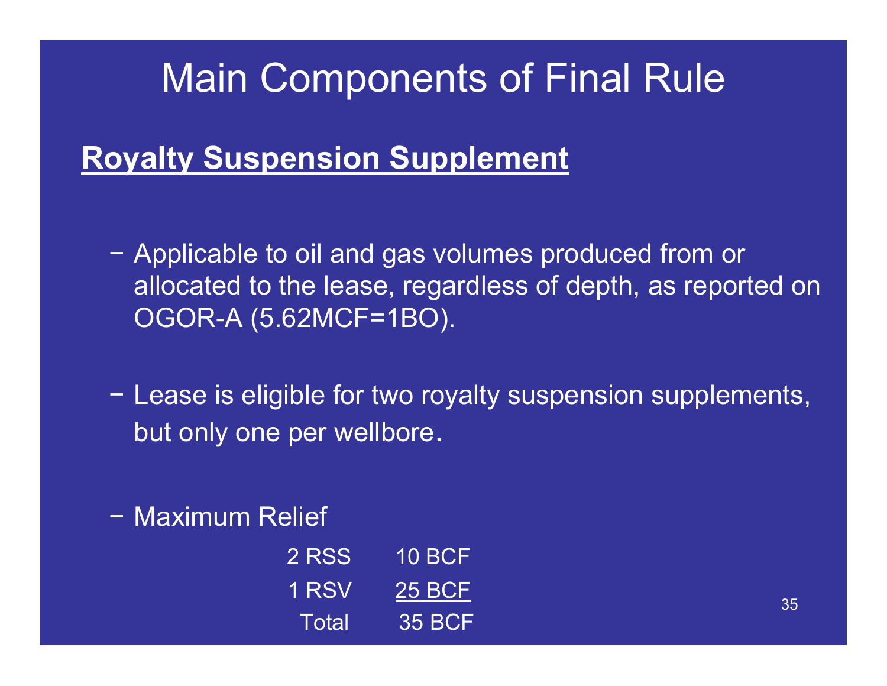# Main Components of Final Rule

## Royalty Suspension Supplement

- Applicable to oil and gas volumes produced from or allocated to the lease, regardless of depth, as reported on OGOR-A (5.62MCF=1BO).

- Lease is eligible for two royalty suspension supplements, but only one per wellbore.

- Maximum Relief

| | |
|---|---|
| 2 RSS | 10 BCF |
| 1 RSV | 25 BCF |
| Total | 35 BCF |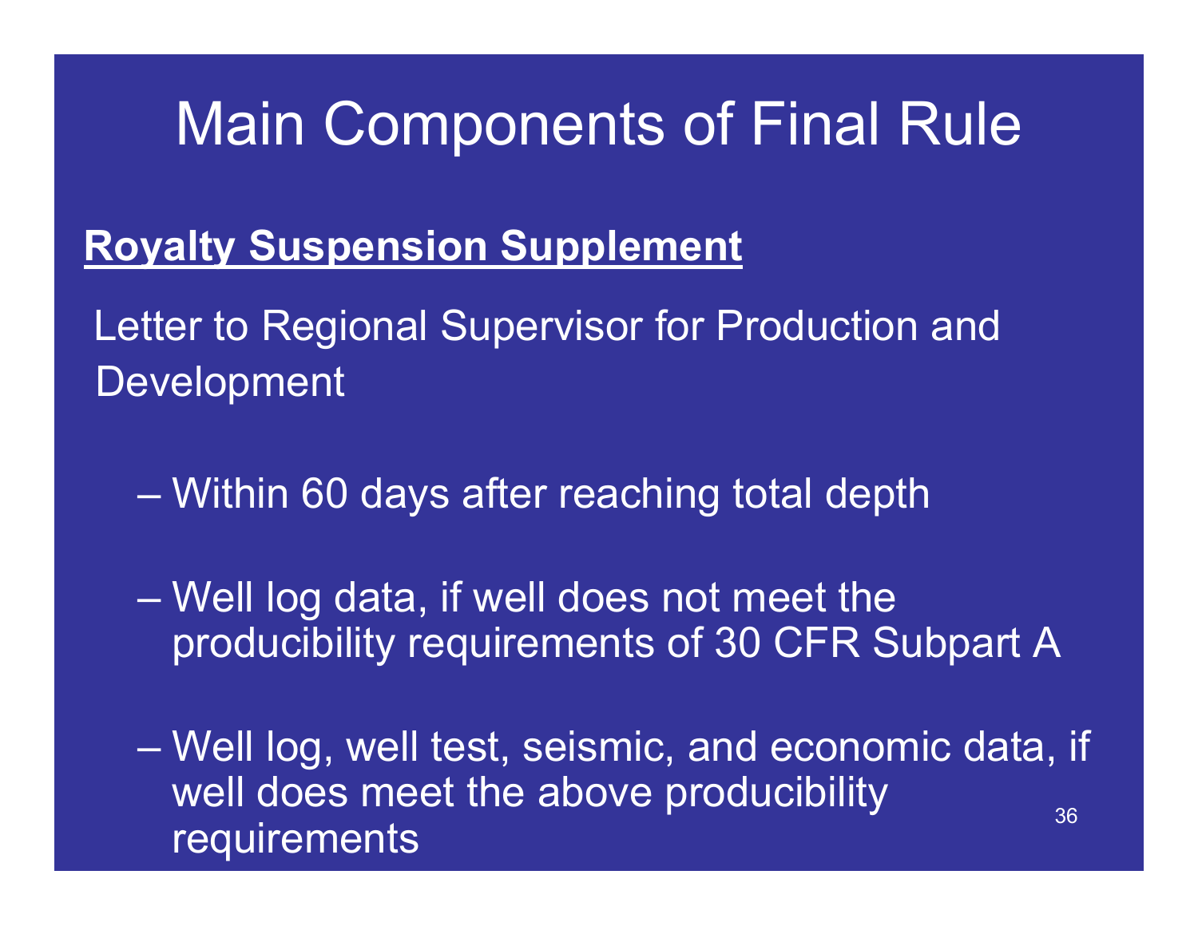# Main Components of Final Rule

**Royalty Suspension Supplement**

Letter to Regional Supervisor for Production and Development

- Within 60 days after reaching total depth
- Well log data, if well does not meet the producibility requirements of 30 CFR Subpart A
- Well log, well test, seismic, and economic data, if well does meet the above producibility requirements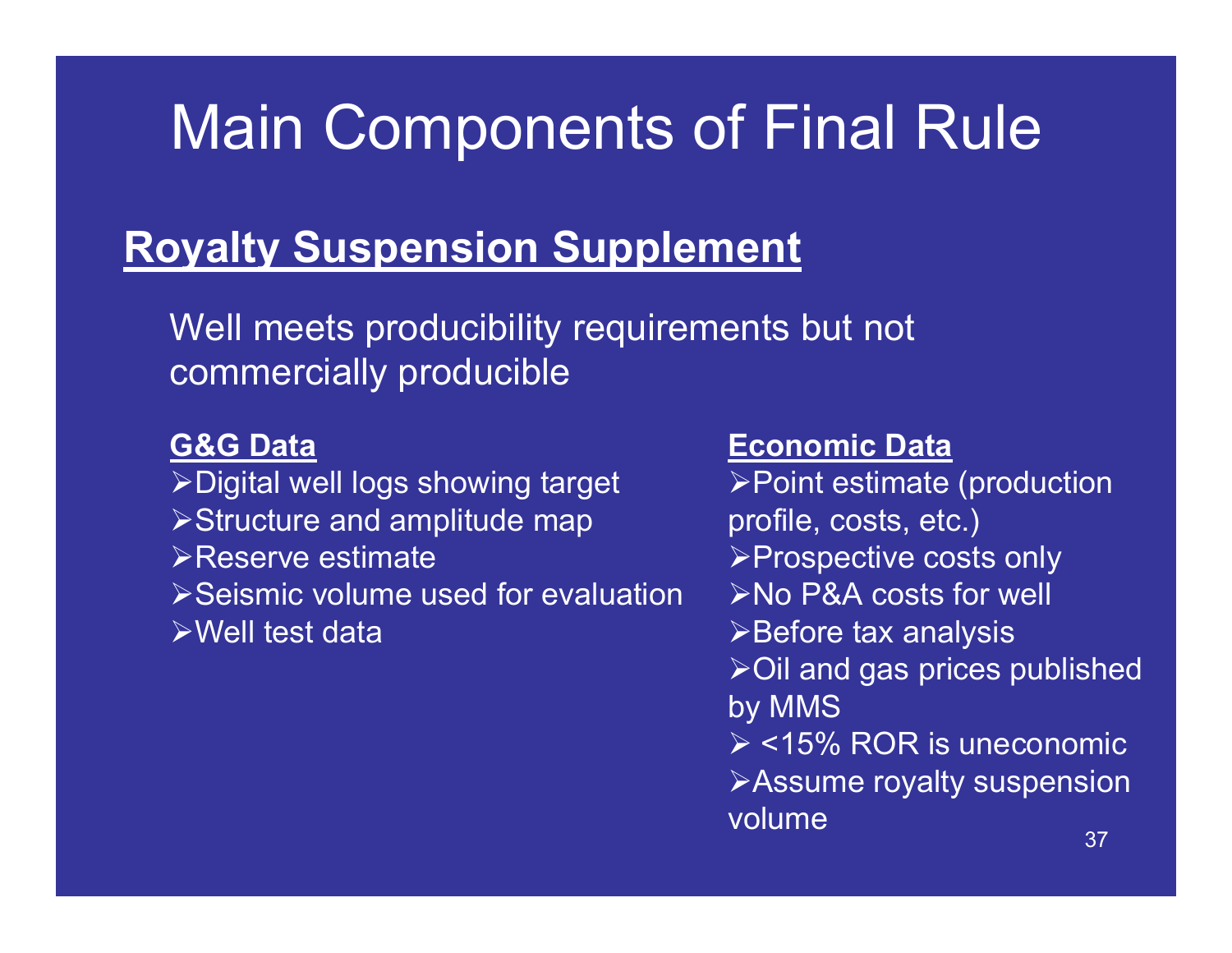# Main Components of Final Rule

## Royalty Suspension Supplement

Well meets producibility requirements but not commercially producible

**G&G Data**

- Digital well logs showing target
- Structure and amplitude map
- Reserve estimate
- Seismic volume used for evaluation
- Well test data

**Economic Data**

- Point estimate (production profile, costs, etc.)
- Prospective costs only
- No P&A costs for well
- Before tax analysis
- Oil and gas prices published by MMS
- <15% ROR is uneconomic
- Assume royalty suspension volume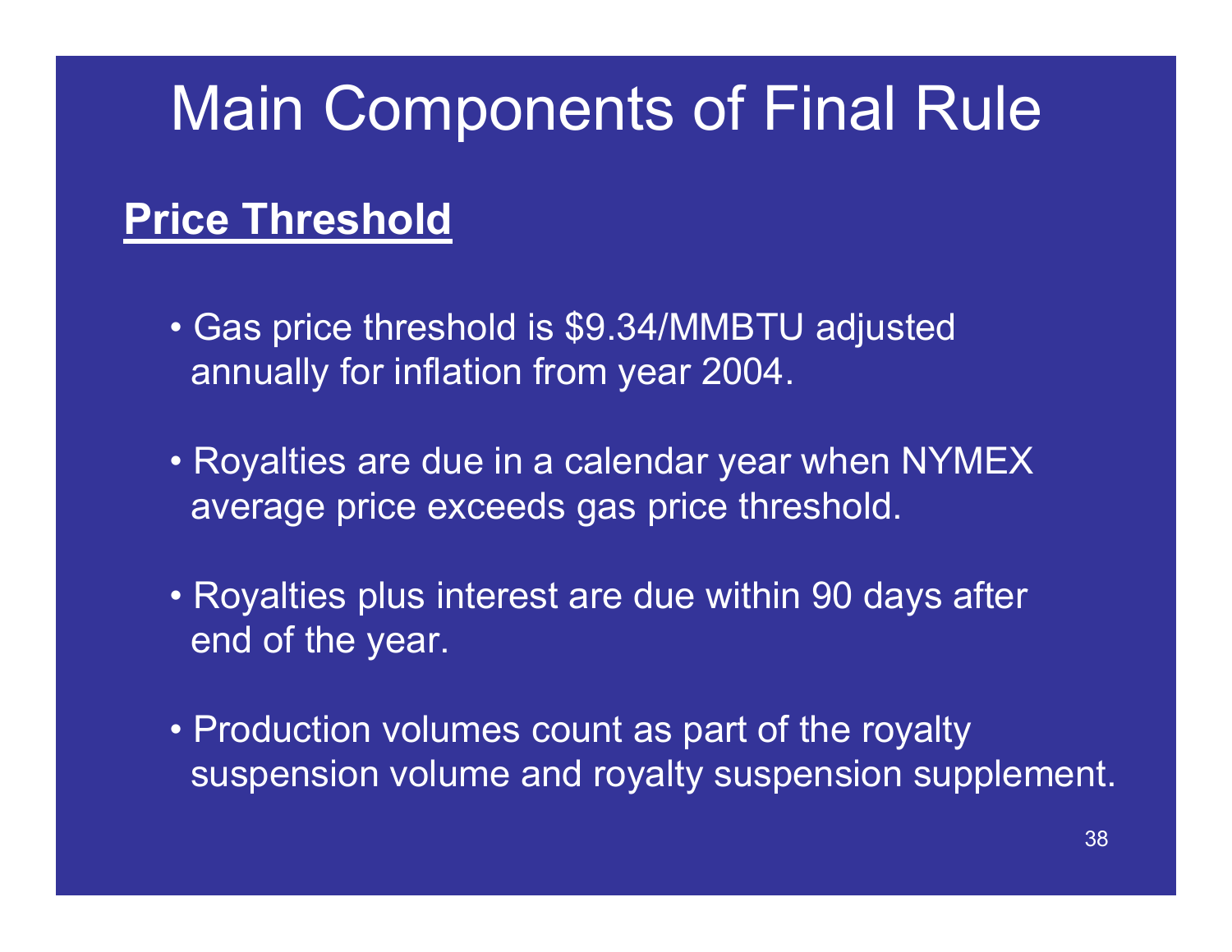# Main Components of Final Rule

## Price Threshold

- Gas price threshold is $9.34/MMBTU adjusted annually for inflation from year 2004.
- Royalties are due in a calendar year when NYMEX average price exceeds gas price threshold.
- Royalties plus interest are due within 90 days after end of the year.
- Production volumes count as part of the royalty suspension volume and royalty suspension supplement.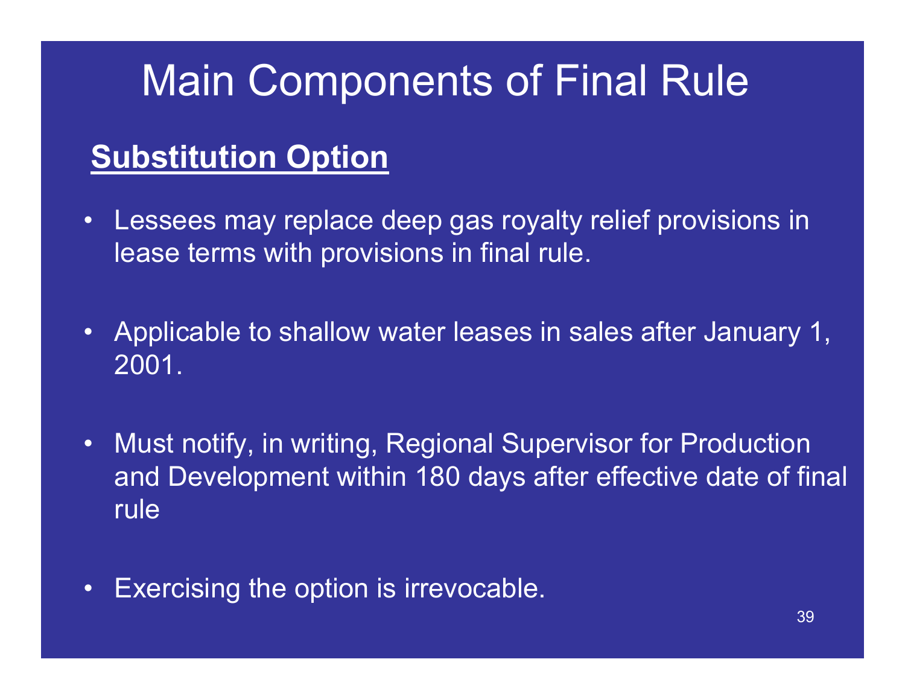# Main Components of Final Rule

## Substitution Option

- Lessees may replace deep gas royalty relief provisions in lease terms with provisions in final rule.
- Applicable to shallow water leases in sales after January 1, 2001.
- Must notify, in writing, Regional Supervisor for Production and Development within 180 days after effective date of final rule
- Exercising the option is irrevocable.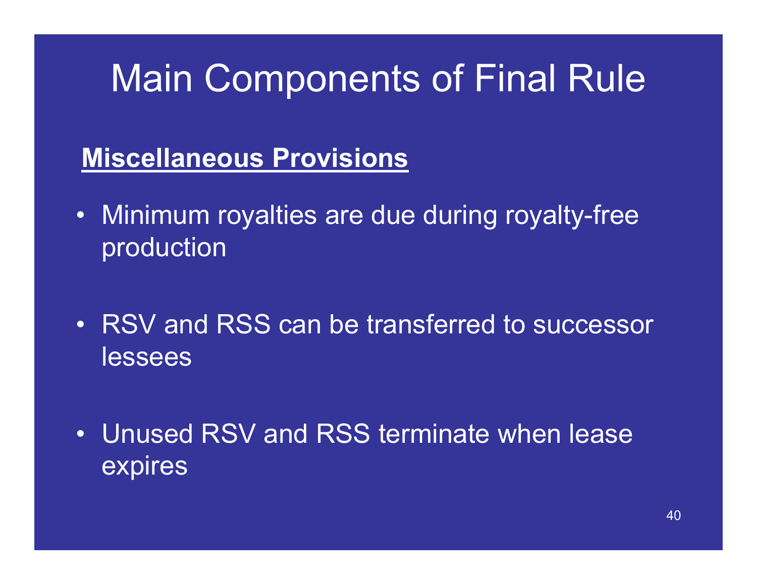# Main Components of Final Rule

**Miscellaneous Provisions**

- Minimum royalties are due during royalty-free production
- RSV and RSS can be transferred to successor lessees
- Unused RSV and RSS terminate when lease expires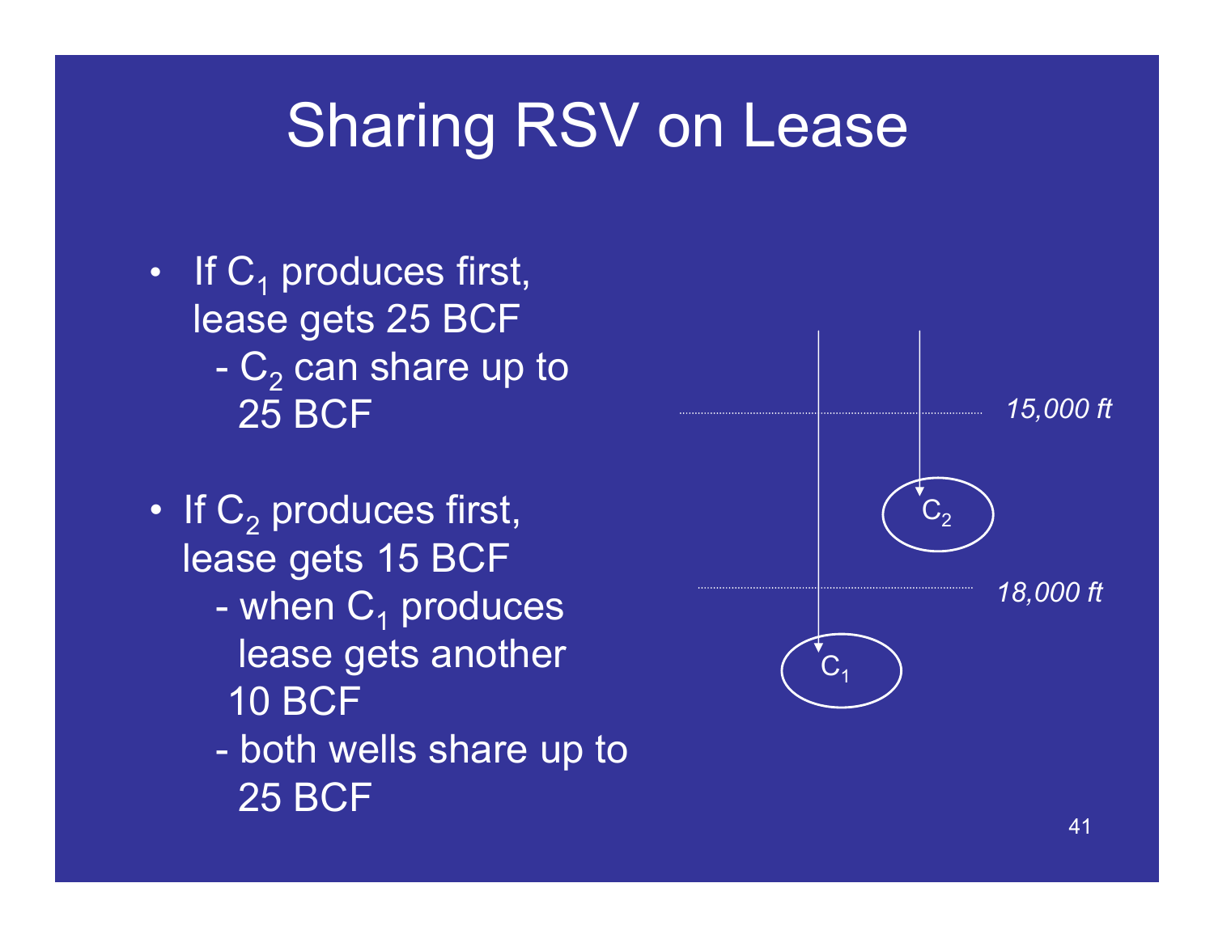# Sharing RSV on Lease

- If $C_1$ produces first, lease gets 25 BCF
  - $C_2$ can share up to 25 BCF
- If $C_2$ produces first, lease gets 15 BCF
  - when $C_1$ produces lease gets another 10 BCF
  - both wells share up to 25 BCF

15,000 ft

$C_2$

18,000 ft

$C_1$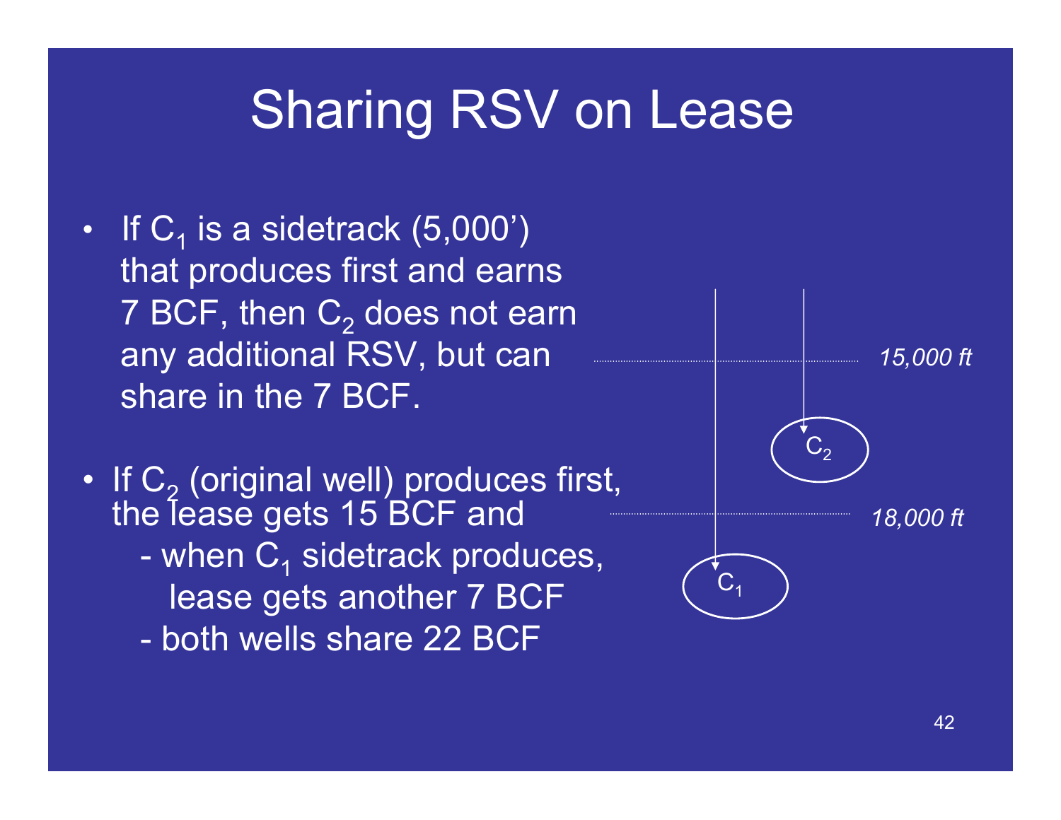# Sharing RSV on Lease

- If $C_1$ is a sidetrack (5,000') that produces first and earns 7 BCF, then $C_2$ does not earn any additional RSV, but can share in the 7 BCF.

- If $C_2$ (original well) produces first, the lease gets 15 BCF and
  - when $C_1$ sidetrack produces, lease gets another 7 BCF
  - both wells share 22 BCF

*15,000 ft*

$C_2$

*18,000 ft*

$C_1$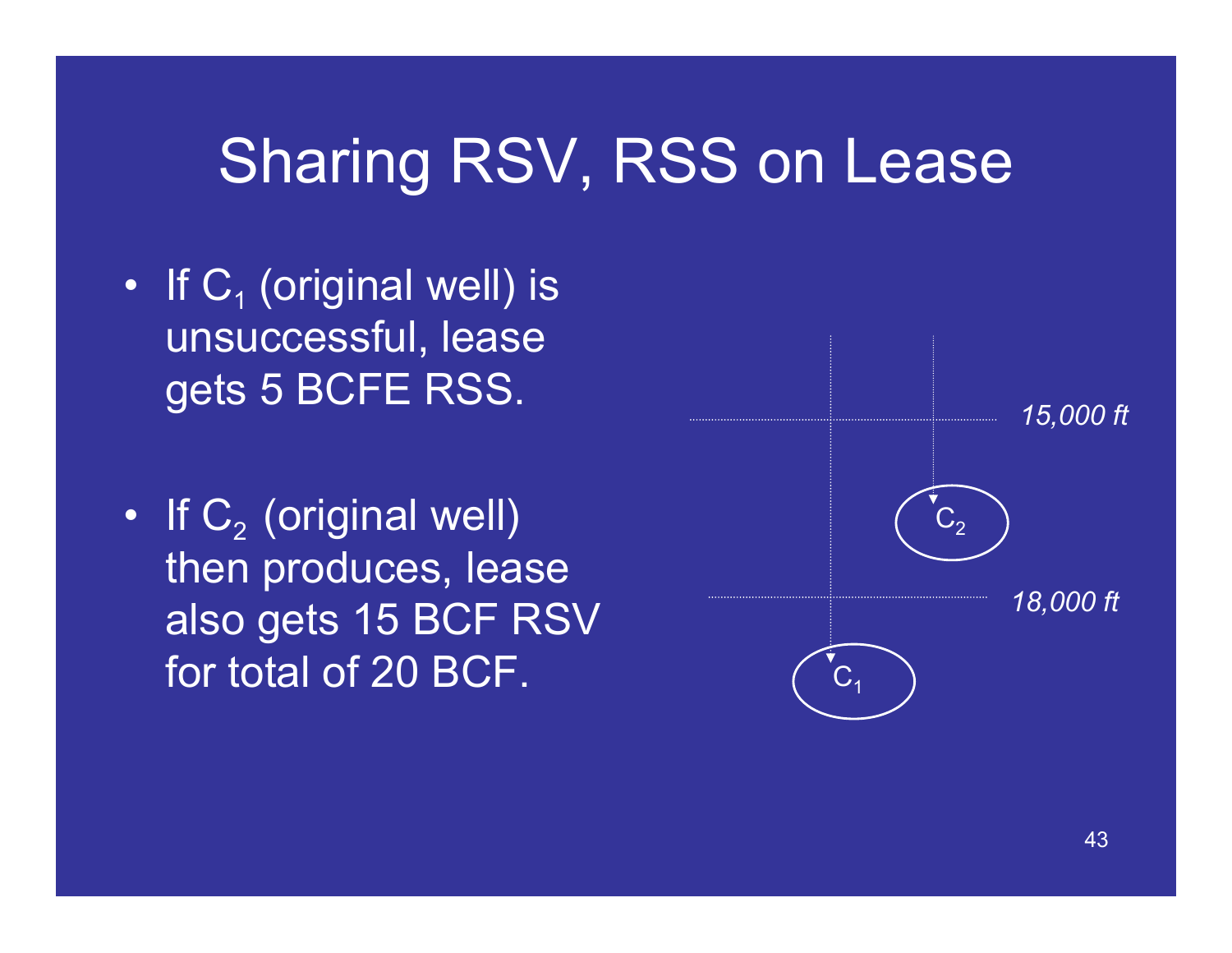# Sharing RSV, RSS on Lease

- If $C_1$ (original well) is unsuccessful, lease gets 5 BCFE RSS.
- If $C_2$ (original well) then produces, lease also gets 15 BCF RSV for total of 20 BCF.

*15,000 ft*

$C_2$

*18,000 ft*

$C_1$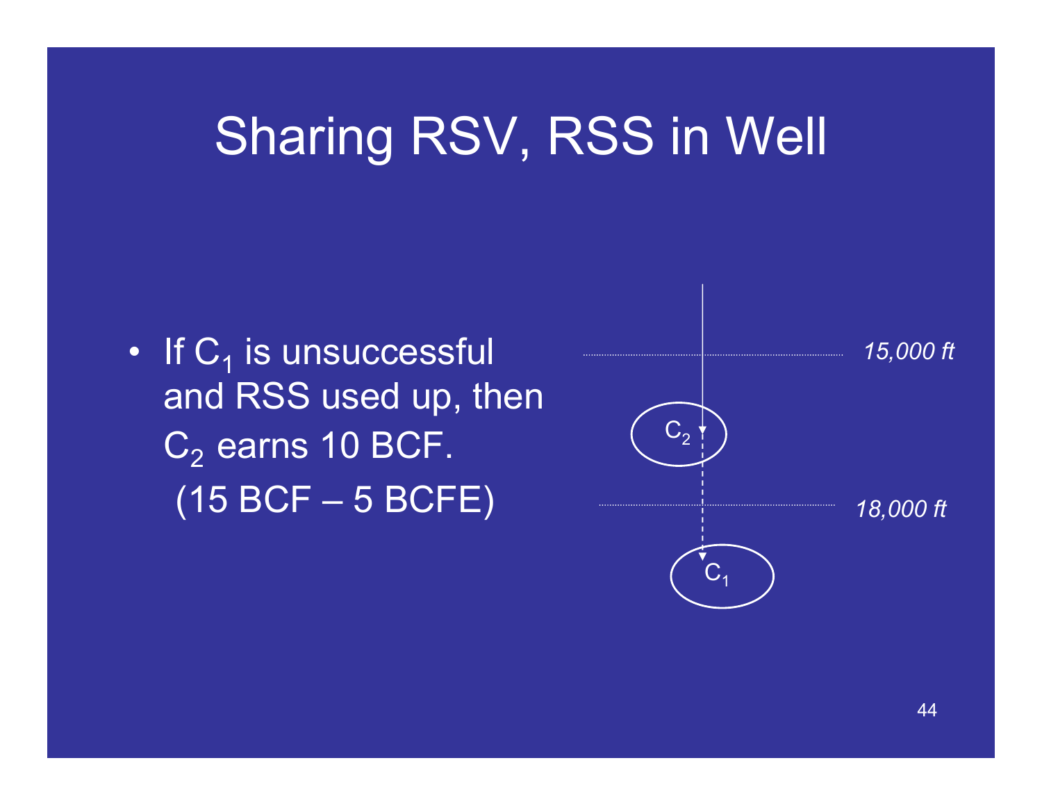# Sharing RSV, RSS in Well

- If $C_1$ is unsuccessful and RSS used up, then $C_2$ earns 10 BCF. (15 BCF – 5 BCFE)

*15,000 ft*

$C_2$

*18,000 ft*

$C_1$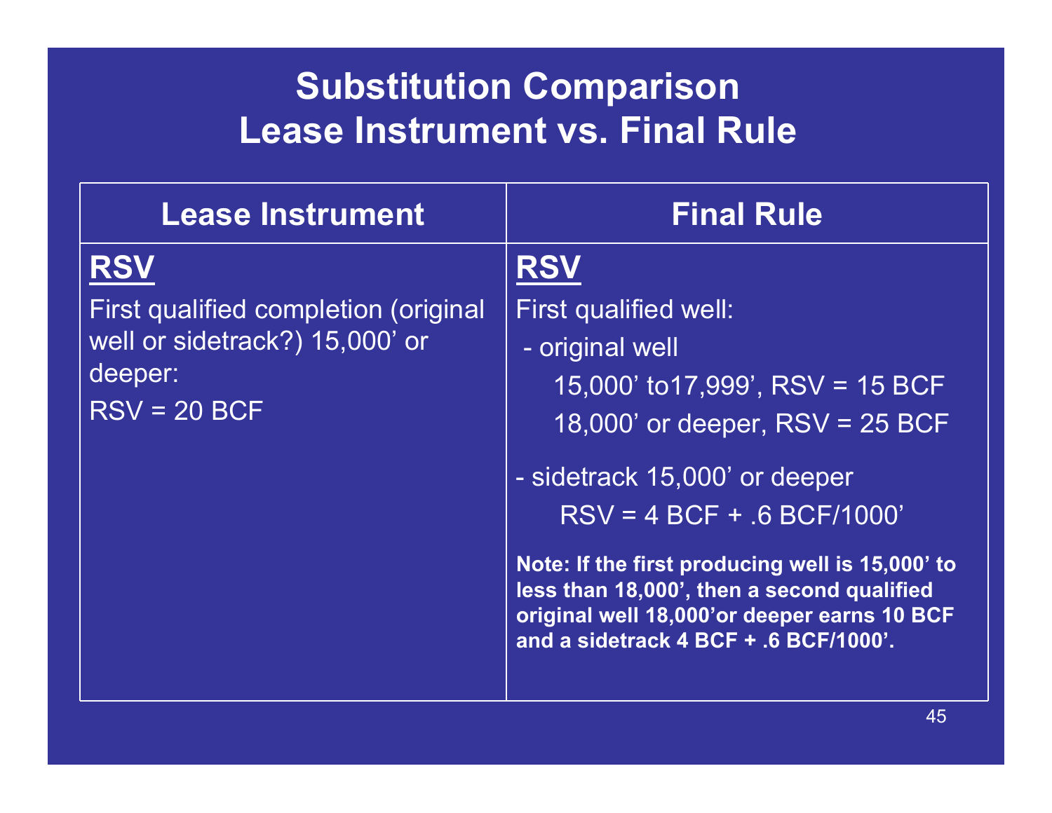# Substitution Comparison
# Lease Instrument vs. Final Rule

| Lease Instrument | Final Rule |
|---|---|
| **RSV**<br><br>First qualified completion (original well or sidetrack?) 15,000' or deeper:<br><br>RSV = 20 BCF | **RSV**<br><br>First qualified well:<br><br>- original well<br>15,000' to17,999', RSV = 15 BCF<br>18,000' or deeper, RSV = 25 BCF<br><br>- sidetrack 15,000' or deeper<br>RSV = 4 BCF + .6 BCF/1000'<br><br>**Note: If the first producing well is 15,000' to less than 18,000', then a second qualified original well 18,000'or deeper earns 10 BCF and a sidetrack 4 BCF + .6 BCF/1000'.** |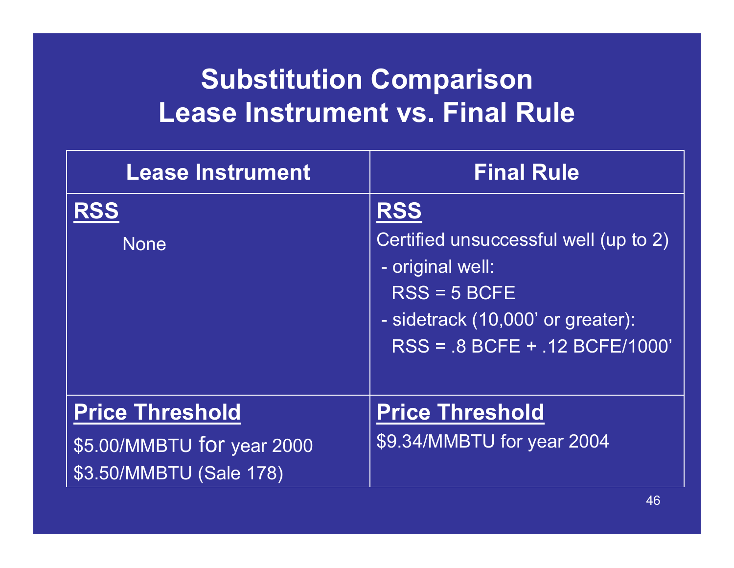# Substitution Comparison
# Lease Instrument vs. Final Rule

| Lease Instrument | Final Rule |
| --- | --- |
| **RSS**<br><br>None | **RSS**<br><br>Certified unsuccessful well (up to 2)<br>- original well:<br>RSS = 5 BCFE<br>- sidetrack (10,000' or greater):<br>RSS = .8 BCFE + .12 BCFE/1000' |
| **Price Threshold**<br><br>$5.00/MMBTU for year 2000<br>$3.50/MMBTU (Sale 178) | **Price Threshold**<br><br>$9.34/MMBTU for year 2004 |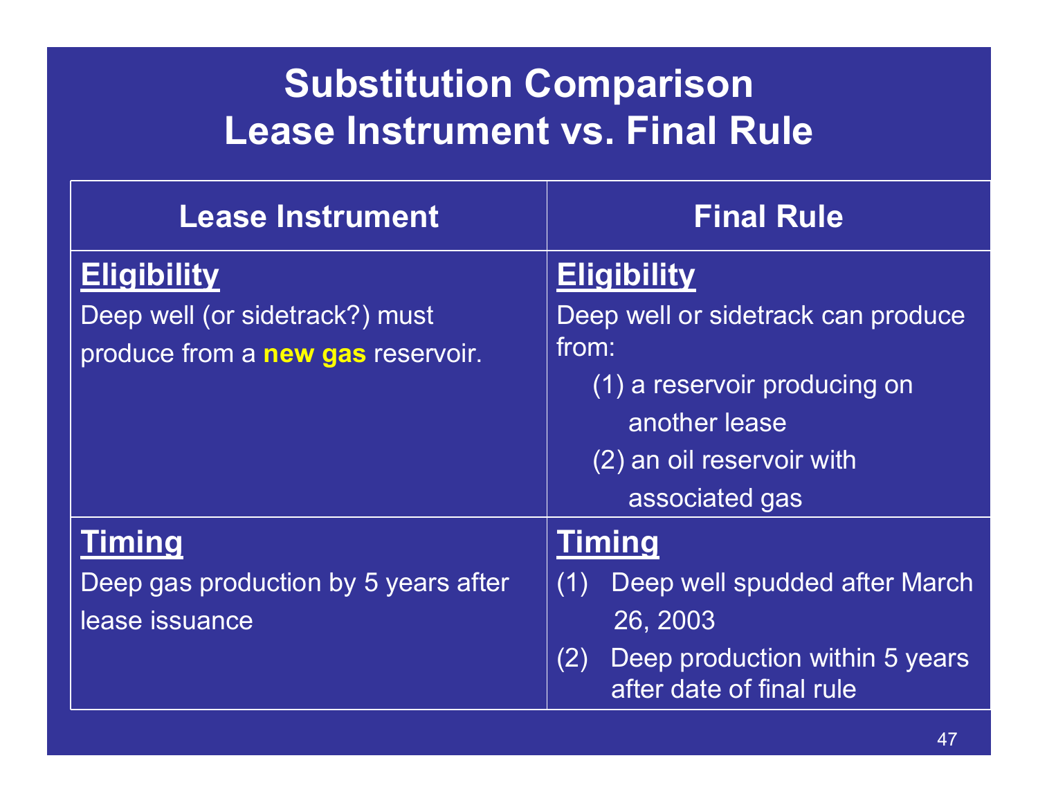# Substitution Comparison
# Lease Instrument vs. Final Rule

| Lease Instrument | Final Rule |
|---|---|
| **Eligibility**<br>Deep well (or sidetrack?) must produce from a **new gas** reservoir. | **Eligibility**<br>Deep well or sidetrack can produce from:<br>(1) a reservoir producing on another lease<br>(2) an oil reservoir with associated gas |
| **Timing**<br>Deep gas production by 5 years after lease issuance | **Timing**<br>(1) Deep well spudded after March 26, 2003<br>(2) Deep production within 5 years after date of final rule |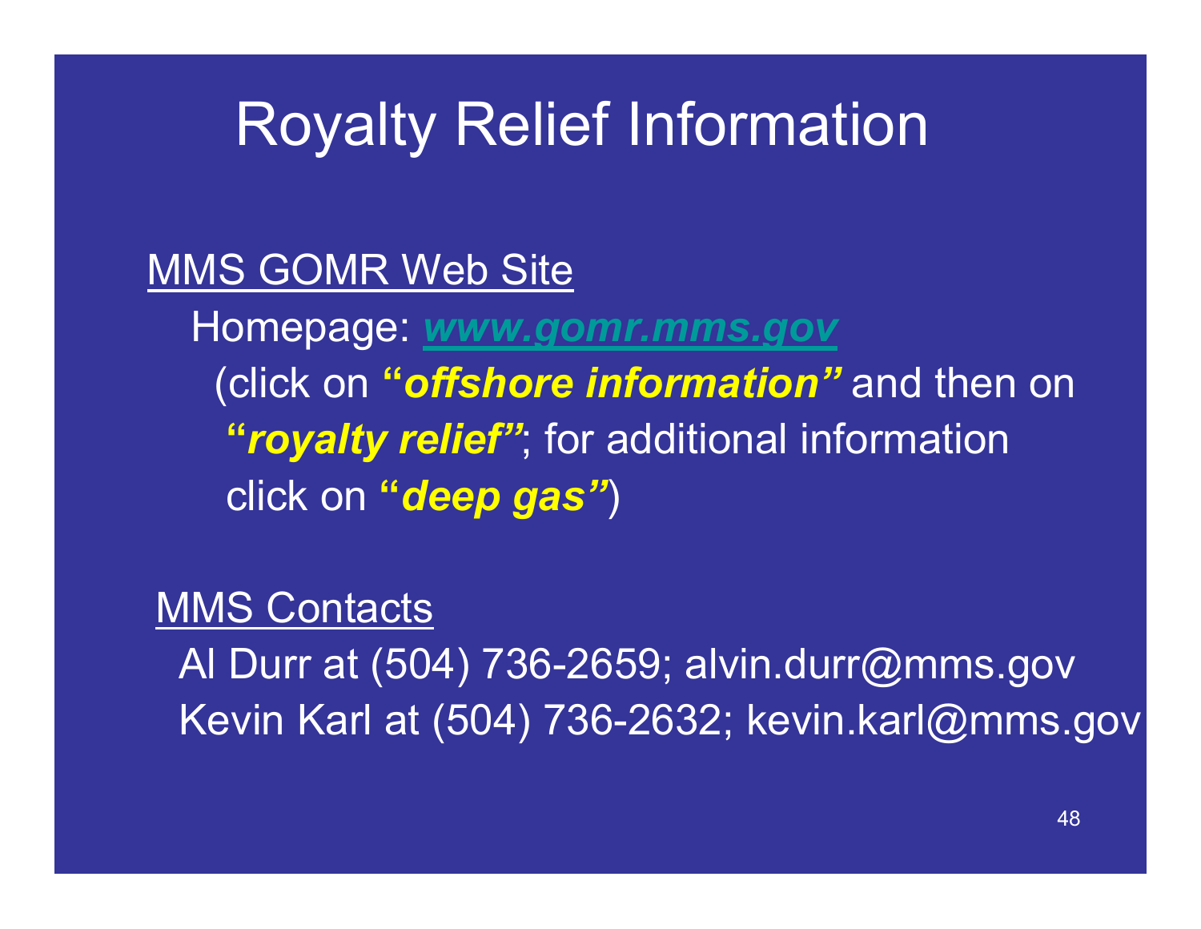# Royalty Relief Information

MMS GOMR Web Site

Homepage: ***www.gomr.mms.gov***

(click on **"*offshore information*"** and then on **"*royalty relief*"**; for additional information click on **"*deep gas*"**)

MMS Contacts

Al Durr at (504) 736-2659; alvin.durr@mms.gov

Kevin Karl at (504) 736-2632; kevin.karl@mms.gov